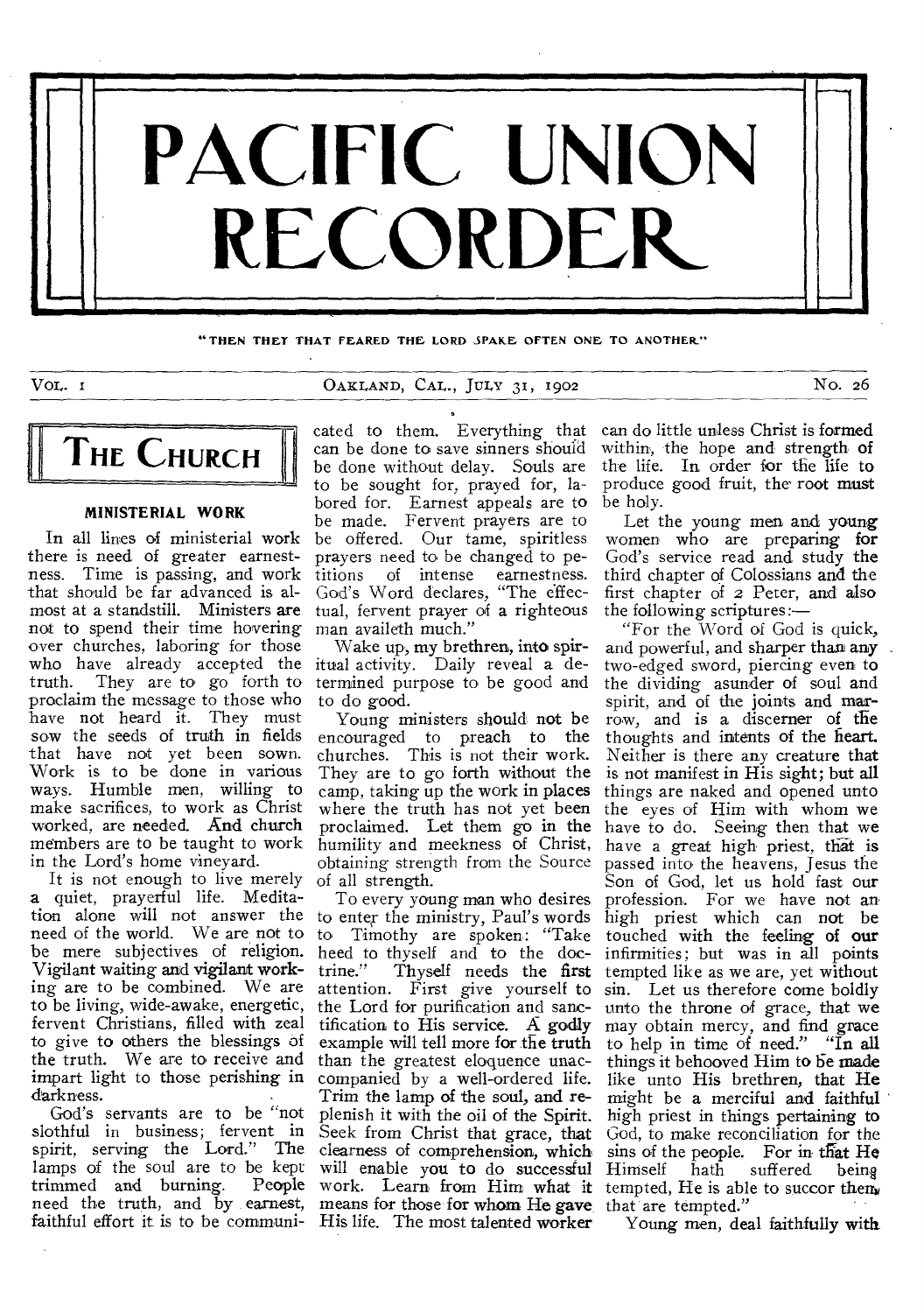# PACIFIC UNION RECORDER

"THEN THEY THAT FEARED THE LORD SPAKE OFTEN ONE TO ANOTHER"

VOL. 1 — OAKLAND, CAL., JULY 31, 1902 — No. 26

## THE CHURCH

### MINISTERIAL WORK

In all lines of ministerial work there is need of greater earnestness. Time is passing, and work that should be far advanced is almost at a standstill. Ministers are not to spend their time hovering over churches, laboring for those who have already accepted the truth. They are to go forth to proclaim the message to those who have not heard it. They must sow the seeds of truth in fields that have not yet been sown. Work is to be done in various ways. Humble men, willing to make sacrifices, to work as Christ worked, are needed. And church members are to be taught to work in the Lord's home vineyard.

It is not enough to live merely a quiet, prayerful life. Meditation alone will not answer the need of the world. We are not to be mere subjectives of religion. Vigilant waiting and vigilant working are to be combined. We are to be living, wide-awake, energetic, fervent Christians, filled with zeal to give to others the blessings of the truth. We are to receive and impart light to those perishing in darkness.

God's servants are to be "not slothful in business; fervent in spirit, serving the Lord." The lamps of the soul are to be kept trimmed and burning. People need the truth, and by earnest, faithful effort it is to be communicated to them. Everything that can be done to save sinners should be done without delay. Souls are to be sought for, prayed for, labored for. Earnest appeals are to be made. Fervent prayers are to be offered. Our tame, spiritless prayers need to be changed to petitions of intense earnestness. God's Word declares, "The effectual, fervent prayer of a righteous man availeth much."

Wake up, my brethren, into spiritual activity. Daily reveal a determined purpose to be good and to do good.

Young ministers should not be encouraged to preach to the churches. This is not their work. They are to go forth without the camp, taking up the work in places where the truth has not yet been proclaimed. Let them go in the humility and meekness of Christ, obtaining strength from the Source of all strength.

To every young man who desires to enter the ministry, Paul's words to Timothy are spoken: "Take heed to thyself and to the doctrine." Thyself needs the first attention. First give yourself to the Lord for purification and sanctification to His service. A godly example will tell more for the truth than the greatest eloquence unaccompanied by a well-ordered life. Trim the lamp of the soul, and replenish it with the oil of the Spirit. Seek from Christ that grace, that clearness of comprehension, which will enable you to do successful work. Learn from Him what it means for those for whom He gave His life. The most talented worker can do little unless Christ is formed within, the hope and strength of the life. In order for the life to produce good fruit, the root must be holy.

Let the young men and young women who are preparing for God's service read and study the third chapter of Colossians and the first chapter of 2 Peter, and also the following scriptures:—

"For the Word of God is quick, and powerful, and sharper than any two-edged sword, piercing even to the dividing asunder of soul and spirit, and of the joints and marrow, and is a discerner of the thoughts and intents of the heart. Neither is there any creature that is not manifest in His sight; but all things are naked and opened unto the eyes of Him with whom we have to do. Seeing then that we have a great high priest, that is passed into the heavens, Jesus the Son of God, let us hold fast our profession. For we have not an high priest which can not be touched with the feeling of our infirmities; but was in all points tempted like as we are, yet without sin. Let us therefore come boldly unto the throne of grace, that we may obtain mercy, and find grace to help in time of need." "In all things it behooved Him to be made like unto His brethren, that He might be a merciful and faithful high priest in things pertaining to God, to make reconciliation for the sins of the people. For in that He Himself hath suffered being tempted, He is able to succor them that are tempted."

Young men, deal faithfully with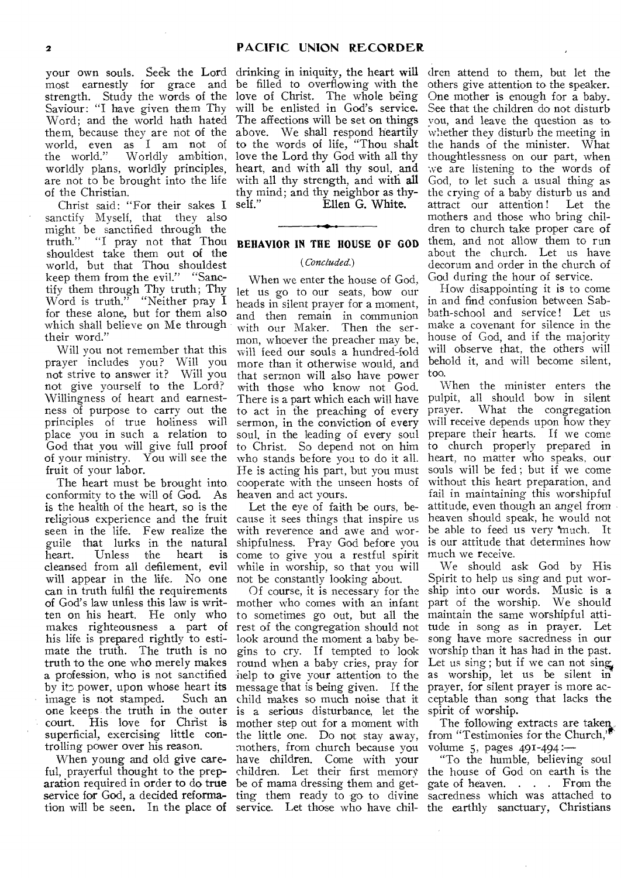your own souls. Seek the Lord most earnestly for grace and strength. Study the words of the Saviour: "I have given them Thy Word; and the world hath hated them, because they are not of the world, even as I am not of the world." Worldly ambition, worldly plans, worldly principles, are not to be brought into the life of the Christian.

Christ said: "For their sakes I sanctify Myself, that they also might be sanctified through the truth." "I pray not that Thou shouldest take them out of the world, but that Thou shouldest keep them from the evil." "Sanctify them through Thy truth; Thy Word is truth." "Neither pray I for these alone, but for them also which shall believe on Me through their word."

Will you not remember that this prayer includes you? Will you not strive to answer it? Will you not give yourself to the Lord? Willingness of heart and earnestness of purpose to carry out the principles of true holiness will place you in such a relation to God that you will give full proof of your ministry. You will see the fruit of your labor.

The heart must be brought into conformity to the will of God. As is the health of the heart, so is the religious experience and the fruit seen in the life. Few realize the guile that lurks in the natural heart. Unless the heart is cleansed from all defilement, evil will appear in the life. No one can in truth fulfil the requirements of God's law unless this law is written on his heart. He only who makes righteousness a part of his life is prepared rightly to estimate the truth. The truth is no truth to the one who merely makes a profession, who is not sanctified by its power, upon whose heart its image is not stamped. Such an one keeps the truth in the outer court. His love for Christ is superficial, exercising little controlling power over his reason.

When young and old give careful, prayerful thought to the preparation required in order to do true service for God, a decided reformation will be seen. In the place of drinking in iniquity, the heart will be filled to overflowing with the love of Christ. The whole being will be enlisted in God's service. The affections will be set on things above. We shall respond heartily to the words of life, "Thou shalt love the Lord thy God with all thy heart, and with all thy soul, and with all thy strength, and with all thy mind; and thy neighbor as thyself."

Ellen G. White.

---

## BEHAVIOR IN THE HOUSE OF GOD

*(Concluded.)*

When we enter the house of God, let us go to our seats, bow our heads in silent prayer for a moment, and then remain in communion with our Maker. Then the sermon, whoever the preacher may be, will feed our souls a hundred-fold more than it otherwise would, and that sermon will also have power with those who know not God. There is a part which each will have to act in the preaching of every sermon, in the conviction of every soul, in the leading of every soul to Christ. So depend not on him who stands before you to do it all. He is acting his part, but you must cooperate with the unseen hosts of heaven and act yours.

Let the eye of faith be ours, because it sees things that inspire us with reverence and awe and worshipfulness. Pray God before you come to give you a restful spirit while in worship, so that you will not be constantly looking about.

Of course, it is necessary for the mother who comes with an infant to sometimes go out, but all the rest of the congregation should not look around the moment a baby begins to cry. If tempted to look round when a baby cries, pray for help to give your attention to the message that is being given. If the child makes so much noise that it is a serious disturbance, let the mother step out for a moment with the little one. Do not stay away, mothers, from church because you have children. Come with your children. Let their first memory be of mama dressing them and getting them ready to go to divine service. Let those who have children attend to them, but let the others give attention to the speaker. One mother is enough for a baby. See that the children do not disturb you, and leave the question as to whether they disturb the meeting in the hands of the minister. What thoughtlessness on our part, when we are listening to the words of God, to let such a usual thing as the crying of a baby disturb us and attract our attention! Let the mothers and those who bring children to church take proper care of them, and not allow them to run about the church. Let us have decorum and order in the church of God during the hour of service.

How disappointing it is to come in and find confusion between Sabbath-school and service! Let us make a covenant for silence in the house of God, and if the majority will observe that, the others will behold it, and will become silent, too.

When the minister enters the pulpit, all should bow in silent prayer. What the congregation will receive depends upon how they prepare their hearts. If we come to church properly prepared in heart, no matter who speaks, our souls will be fed; but if we come without this heart preparation, and fail in maintaining this worshipful attitude, even though an angel from heaven should speak, he would not be able to feed us very much. It is our attitude that determines how much we receive.

We should ask God by His Spirit to help us sing and put worship into our words. Music is a part of the worship. We should maintain the same worshipful attitude in song as in prayer. Let song have more sacredness in our worship than it has had in the past. Let us sing; but if we can not sing as worship, let us be silent in prayer, for silent prayer is more acceptable than song that lacks the spirit of worship.

The following extracts are taken from "Testimonies for the Church," volume 5, pages 491-494:—

"To the humble, believing soul the house of God on earth is the gate of heaven. . . . From the sacredness which was attached to the earthly sanctuary, Christians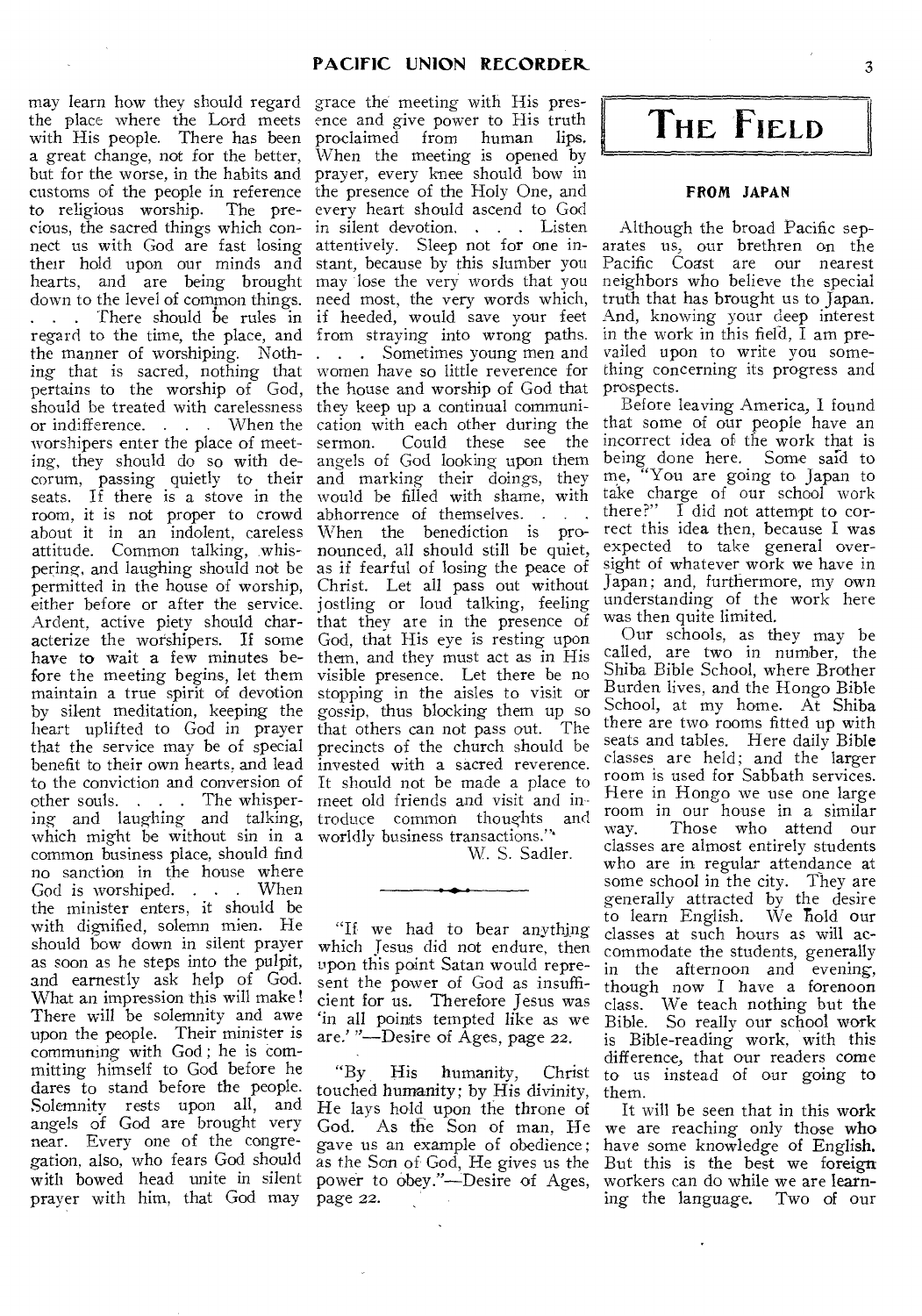may learn how they should regard the place where the Lord meets with His people. There has been a great change, not for the better, but for the worse, in the habits and customs of the people in reference to religious worship. The precious, the sacred things which connect us with God are fast losing their hold upon our minds and hearts, and are being brought down to the level of common things. . . . There should be rules in regard to the time, the place, and the manner of worshiping. Nothing that is sacred, nothing that pertains to the worship of God, should be treated with carelessness or indifference. . . . When the worshipers enter the place of meeting, they should do so with decorum, passing quietly to their seats. If there is a stove in the room, it is not proper to crowd about it in an indolent, careless attitude. Common talking, whispering, and laughing should not be permitted in the house of worship, either before or after the service. Ardent, active piety should characterize the worshipers. If some have to wait a few minutes before the meeting begins, let them maintain a true spirit of devotion by silent meditation, keeping the heart uplifted to God in prayer that the service may be of special benefit to their own hearts, and lead to the conviction and conversion of other souls. . . . The whispering and laughing and talking, which might be without sin in a common business place, should find no sanction in the house where God is worshiped. . . . When the minister enters, it should be with dignified, solemn mien. He should bow down in silent prayer as soon as he steps into the pulpit, and earnestly ask help of God. What an impression this will make! There will be solemnity and awe upon the people. Their minister is communing with God; he is committing himself to God before he dares to stand before the people. Solemnity rests upon all, and angels of God are brought very near. Every one of the congregation, also, who fears God should with bowed head unite in silent prayer with him, that God may grace the meeting with His presence and give power to His truth proclaimed from human lips. When the meeting is opened by prayer, every knee should bow in the presence of the Holy One, and every heart should ascend to God in silent devotion. . . . Listen attentively. Sleep not for one instant, because by this slumber you may lose the very words that you need most, the very words which, if heeded, would save your feet from straying into wrong paths. . . . Sometimes young men and women have so little reverence for the house and worship of God that they keep up a continual communication with each other during the sermon. Could these see the angels of God looking upon them and marking their doings, they would be filled with shame, with abhorrence of themselves. . . . When the benediction is pronounced, all should still be quiet, as if fearful of losing the peace of Christ. Let all pass out without jostling or loud talking, feeling that they are in the presence of God, that His eye is resting upon them, and they must act as in His visible presence. Let there be no stopping in the aisles to visit or gossip, thus blocking them up so that others can not pass out. The precincts of the church should be invested with a sacred reverence. It should not be made a place to meet old friends and visit and introduce common thoughts and worldly business transactions."

W. S. Sadler.

---

"If we had to bear anything which Jesus did not endure, then upon this point Satan would represent the power of God as insufficient for us. Therefore Jesus was 'in all points tempted like as we are.' "—Desire of Ages, page 22.

"By His humanity, Christ touched humanity; by His divinity, He lays hold upon the throne of God. As the Son of man, He gave us an example of obedience; as the Son of God, He gives us the power to obey."—Desire of Ages, page 22.

# THE FIELD

## FROM JAPAN

Although the broad Pacific separates us, our brethren on the Pacific Coast are our nearest neighbors who believe the special truth that has brought us to Japan. And, knowing your deep interest in the work in this field, I am prevailed upon to write you something concerning its progress and prospects.

Before leaving America, I found that some of our people have an incorrect idea of the work that is being done here. Some said to me, "You are going to Japan to take charge of our school work there?" I did not attempt to correct this idea then, because I was expected to take general oversight of whatever work we have in Japan; and, furthermore, my own understanding of the work here was then quite limited.

Our schools, as they may be called, are two in number, the Shiba Bible School, where Brother Burden lives, and the Hongo Bible School, at my home. At Shiba there are two rooms fitted up with seats and tables. Here daily Bible classes are held; and the larger room is used for Sabbath services. Here in Hongo we use one large room in our house in a similar way. Those who attend our classes are almost entirely students who are in regular attendance at some school in the city. They are generally attracted by the desire to learn English. We hold our classes at such hours as will accommodate the students, generally in the afternoon and evening, though now I have a forenoon class. We teach nothing but the Bible. So really our school work is Bible-reading work, with this difference, that our readers come to us instead of our going to them.

It will be seen that in this work we are reaching only those who have some knowledge of English. But this is the best we foreign workers can do while we are learning the language. Two of our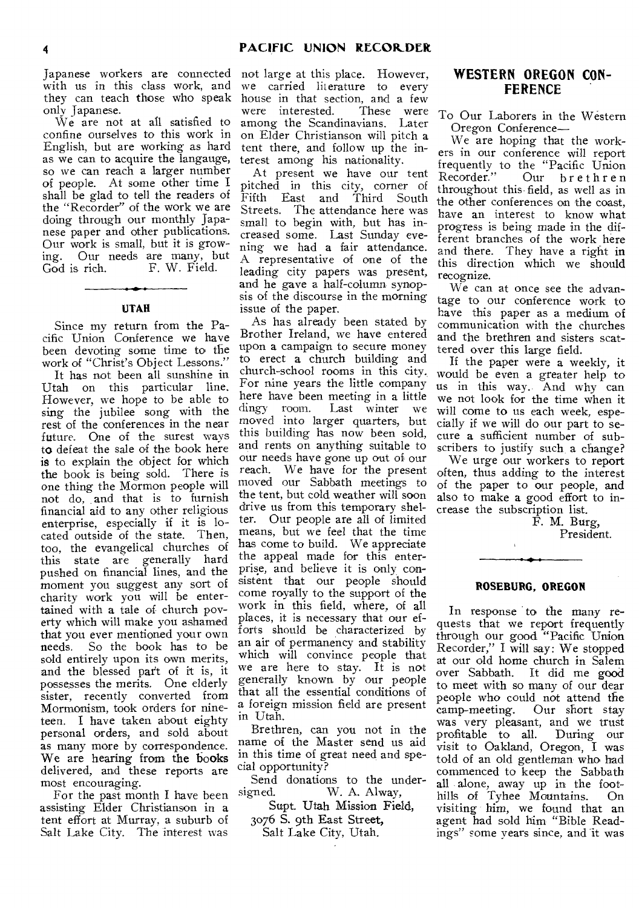Japanese workers are connected with us in this class work, and they can teach those who speak only Japanese.

We are not at all satisfied to confine ourselves to this work in English, but are working as hard as we can to acquire the langauge, so we can reach a larger number of people. At some other time I shall be glad to tell the readers of the "Recorder" of the work we are doing through our monthly Japanese paper and other publications. Our work is small, but it is growing. Our needs are many, but God is rich. F. W. Field.

## UTAH

Since my return from the Pacific Union Conference we have been devoting some time to the work of "Christ's Object Lessons."

It has not been all sunshine in Utah on this particular line. However, we hope to be able to sing the jubilee song with the rest of the conferences in the near future. One of the surest ways to defeat the sale of the book here is to explain the object for which the book is being sold. There is one thing the Mormon people will not do, and that is to furnish financial aid to any other religious enterprise, especially if it is located outside of the state. Then, too, the evangelical churches of this state are generally hard pushed on financial lines, and the moment you suggest any sort of charity work you will be entertained with a tale of church poverty which will make you ashamed that you ever mentioned your own needs. So the book has to be sold entirely upon its own merits, and the blessed part of it is, it possesses the merits. One elderly sister, recently converted from Mormonism, took orders for nineteen. I have taken about eighty personal orders, and sold about as many more by correspondence. We are hearing from the books delivered, and these reports are most encouraging.

For the past month I have been assisting Elder Christianson in a tent effort at Murray, a suburb of Salt Lake City. The interest was not large at this place. However, we carried literature to every house in that section, and a few were interested. These were among the Scandinavians. Later on Elder Christianson will pitch a tent there, and follow up the interest among his nationality.

At present we have our tent pitched in this city, corner of Fifth East and Third South Streets. The attendance here was small to begin with, but has increased some. Last Sunday evening we had a fair attendance. A representative of one of the leading city papers was present, and he gave a half-column synopsis of the discourse in the morning issue of the paper.

As has already been stated by Brother Ireland, we have entered upon a campaign to secure money to erect a church building and church-school rooms in this city. For nine years the little company here have been meeting in a little dingy room. Last winter we moved into larger quarters, but this building has now been sold, and rents on anything suitable to our needs have gone up out of our reach. We have for the present moved our Sabbath meetings to the tent, but cold weather will soon drive us from this temporary shelter. Our people are all of limited means, but we feel that the time has come to build. We appreciate the appeal made for this enterprise, and believe it is only consistent that our people should come royally to the support of the work in this field, where, of all places, it is necessary that our efforts should be characterized by an air of permanency and stability which will convince people that we are here to stay. It is not generally known by our people that all the essential conditions of a foreign mission field are present in Utah.

Brethren, can you not in the name of the Master send us aid in this time of great need and special opportunity?

Send donations to the undersigned. W. A. Alway,

Supt. Utah Mission Field,
3076 S. 9th East Street,
Salt Lake City, Utah.

## WESTERN OREGON CONFERENCE

To Our Laborers in the Western Oregon Conference—

We are hoping that the workers in our conference will report frequently to the "Pacific Union Recorder." Our brethren throughout this field, as well as in the other conferences on the coast, have an interest to know what progress is being made in the different branches of the work here and there. They have a right in this direction which we should recognize.

We can at once see the advantage to our conference work to have this paper as a medium of communication with the churches and the brethren and sisters scattered over this large field.

If the paper were a weekly, it would be even a greater help to us in this way. And why can we not look for the time when it will come to us each week, especially if we will do our part to secure a sufficient number of subscribers to justify such a change?

We urge our workers to report often, thus adding to the interest of the paper to our people, and also to make a good effort to increase the subscription list.

F. M. Burg,
President.

## ROSEBURG, OREGON

In response to the many requests that we report frequently through our good "Pacific Union Recorder," I will say: We stopped at our old home church in Salem over Sabbath. It did me good to meet with so many of our dear people who could not attend the camp-meeting. Our short stay was very pleasant, and we trust profitable to all. During our visit to Oakland, Oregon, I was told of an old gentleman who had commenced to keep the Sabbath all alone, away up in the foothills of Tyhee Mountains. On visiting him, we found that an agent had sold him "Bible Readings" some years since, and it was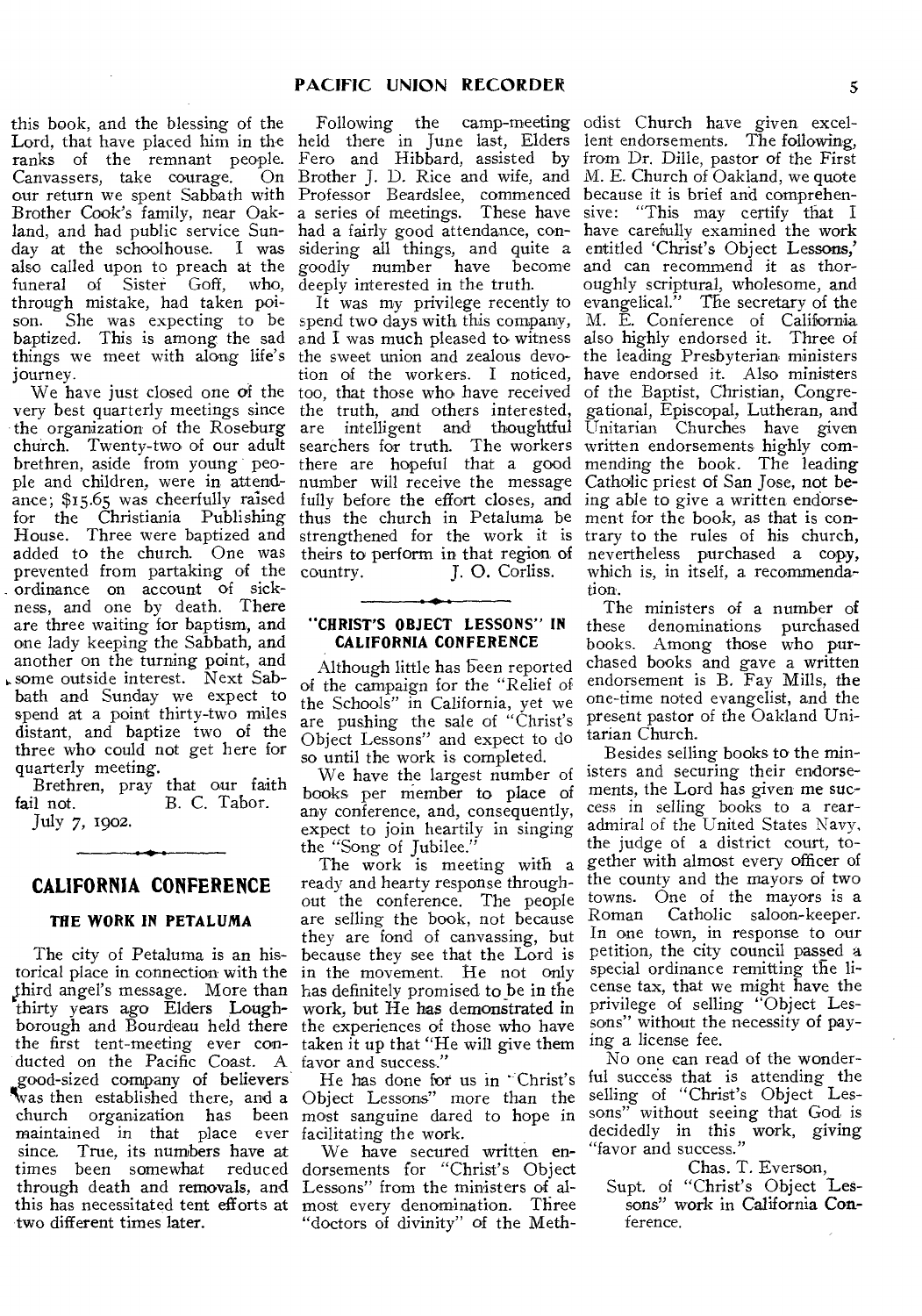this book, and the blessing of the Lord, that have placed him in the ranks of the remnant people. Canvassers, take courage. On our return we spent Sabbath with Brother Cook's family, near Oakland, and had public service Sunday at the schoolhouse. I was also called upon to preach at the funeral of Sister Goff, who, through mistake, had taken poison. She was expecting to be baptized. This is among the sad things we meet with along life's journey.

We have just closed one of the very best quarterly meetings since the organization of the Roseburg church. Twenty-two of our adult brethren, aside from young people and children, were in attendance; $15.65 was cheerfully raised for the Christiania Publishing House. Three were baptized and added to the church. One was prevented from partaking of the ordinance on account of sickness, and one by death. There are three waiting for baptism, and one lady keeping the Sabbath, and another on the turning point, and some outside interest. Next Sabbath and Sunday we expect to spend at a point thirty-two miles distant, and baptize two of the three who could not get here for quarterly meeting.

Brethren, pray that our faith fail not. B. C. Tabor.

July 7, 1902.

## CALIFORNIA CONFERENCE

### THE WORK IN PETALUMA

The city of Petaluma is an historical place in connection with the third angel's message. More than thirty years ago Elders Loughborough and Bourdeau held there the first tent-meeting ever conducted on the Pacific Coast. A good-sized company of believers was then established there, and a church organization has been maintained in that place ever since. True, its numbers have at times been somewhat reduced through death and removals, and this has necessitated tent efforts at two different times later.

Following the camp-meeting held there in June last, Elders Fero and Hibbard, assisted by Brother J. D. Rice and wife, and Professor Beardslee, commenced a series of meetings. These have had a fairly good attendance, considering all things, and quite a goodly number have become deeply interested in the truth.

It was my privilege recently to spend two days with this company, and I was much pleased to witness the sweet union and zealous devotion of the workers. I noticed, too, that those who have received the truth, and others interested, are intelligent and thoughtful searchers for truth. The workers there are hopeful that a good number will receive the message fully before the effort closes, and thus the church in Petaluma be strengthened for the work it is theirs to perform in that region of country. J. O. Corliss.

### "CHRIST'S OBJECT LESSONS" IN CALIFORNIA CONFERENCE

Although little has been reported of the campaign for the "Relief of the Schools" in California, yet we are pushing the sale of "Christ's Object Lessons" and expect to do so until the work is completed.

We have the largest number of books per member to place of any conference, and, consequently, expect to join heartily in singing the "Song of Jubilee."

The work is meeting with a ready and hearty response throughout the conference. The people are selling the book, not because they are fond of canvassing, but because they see that the Lord is in the movement. He not only has definitely promised to be in the work, but He has demonstrated in the experiences of those who have taken it up that "He will give them favor and success."

He has done for us in "Christ's Object Lessons" more than the most sanguine dared to hope in facilitating the work.

We have secured written endorsements for "Christ's Object Lessons" from the ministers of almost every denomination. Three "doctors of divinity" of the Methodist Church have given excellent endorsements. The following, from Dr. Dille, pastor of the First M. E. Church of Oakland, we quote because it is brief and comprehensive: "This may certify that I have carefully examined the work entitled 'Christ's Object Lessons,' and can recommend it as thoroughly scriptural, wholesome, and evangelical." The secretary of the M. E. Conference of California also highly endorsed it. Three of the leading Presbyterian ministers have endorsed it. Also ministers of the Baptist, Christian, Congregational, Episcopal, Lutheran, and Unitarian Churches have given written endorsements highly commending the book. The leading Catholic priest of San Jose, not being able to give a written endorsement for the book, as that is contrary to the rules of his church, nevertheless purchased a copy, which is, in itself, a recommendation.

The ministers of a number of these denominations purchased books. Among those who purchased books and gave a written endorsement is B. Fay Mills, the one-time noted evangelist, and the present pastor of the Oakland Unitarian Church.

Besides selling books to the ministers and securing their endorsements, the Lord has given me success in selling books to a rear-admiral of the United States Navy, the judge of a district court, together with almost every officer of the county and the mayors of two towns. One of the mayors is a Roman Catholic saloon-keeper. In one town, in response to our petition, the city council passed a special ordinance remitting the license tax, that we might have the privilege of selling "Object Lessons" without the necessity of paying a license fee.

No one can read of the wonderful success that is attending the selling of "Christ's Object Lessons" without seeing that God is decidedly in this work, giving "favor and success."

Chas. T. Everson,
Supt. of "Christ's Object Lessons" work in California Conference.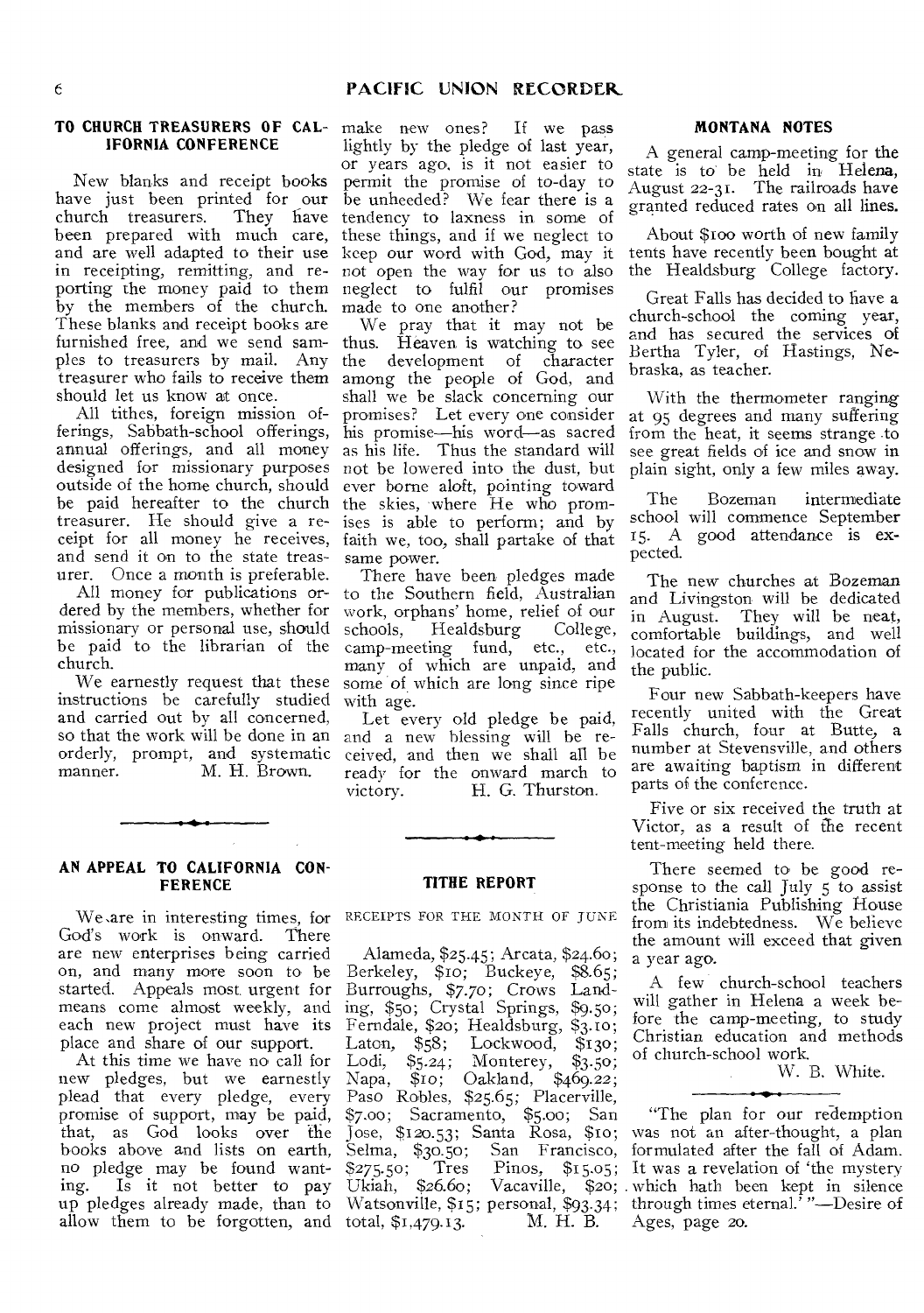## TO CHURCH TREASURERS OF CALIFORNIA CONFERENCE

New blanks and receipt books have just been printed for our church treasurers. They have been prepared with much care, and are well adapted to their use in receipting, remitting, and reporting the money paid to them by the members of the church. These blanks and receipt books are furnished free, and we send samples to treasurers by mail. Any treasurer who fails to receive them should let us know at once.

All tithes, foreign mission offerings, Sabbath-school offerings, annual offerings, and all money designed for missionary purposes outside of the home church, should be paid hereafter to the church treasurer. He should give a receipt for all money he receives, and send it on to the state treasurer. Once a month is preferable.

All money for publications ordered by the members, whether for missionary or personal use, should be paid to the librarian of the church.

We earnestly request that these instructions be carefully studied and carried out by all concerned, so that the work will be done in an orderly, prompt, and systematic manner. M. H. Brown.

## AN APPEAL TO CALIFORNIA CONFERENCE

We are in interesting times, for God's work is onward. There are new enterprises being carried on, and many more soon to be started. Appeals most urgent for means come almost weekly, and each new project must have its place and share of our support.

At this time we have no call for new pledges, but we earnestly plead that every pledge, every promise of support, may be paid, that, as God looks over the books above and lists on earth, no pledge may be found wanting. Is it not better to pay up pledges already made, than to allow them to be forgotten, and make new ones? If we pass lightly by the pledge of last year, or years ago, is it not easier to permit the promise of to-day to be unheeded? We fear there is a tendency to laxness in some of these things, and if we neglect to keep our word with God, may it not open the way for us to also neglect to fulfil our promises made to one another?

We pray that it may not be thus. Heaven is watching to see the development of character among the people of God, and shall we be slack concerning our promises? Let every one consider his promise—his word—as sacred as his life. Thus the standard will not be lowered into the dust, but ever borne aloft, pointing toward the skies, where He who promises is able to perform; and by faith we, too, shall partake of that same power.

There have been pledges made to the Southern field, Australian work, orphans' home, relief of our schools, Healdsburg College, camp-meeting fund, etc., etc., many of which are unpaid, and some of which are long since ripe with age.

Let every old pledge be paid, and a new blessing will be received, and then we shall all be ready for the onward march to victory. H. G. Thurston.

## TITHE REPORT

RECEIPTS FOR THE MONTH OF JUNE

Alameda, $25.45; Arcata, $24.60; Berkeley, $10; Buckeye, $8.65; Burroughs, $7.70; Crows Landing, $50; Crystal Springs, $9.50; Ferndale, $20; Healdsburg, $3.10; Laton, $58; Lockwood, $130; Lodi, $5.24; Monterey, $3.50; Napa, $10; Oakland, $469.22; Paso Robles, $25.65; Placerville, $7.00; Sacramento, $5.00; San Jose, $120.53; Santa Rosa, $10; Selma, $30.50; San Francisco, $275.50; Tres Pinos, $15.05; Ukiah, $26.60; Vacaville, $20; Watsonville, $15; personal, $93.34; total, $1,479.13. M. H. B.

## MONTANA NOTES

A general camp-meeting for the state is to be held in Helena, August 22-31. The railroads have granted reduced rates on all lines.

About $100 worth of new family tents have recently been bought at the Healdsburg College factory.

Great Falls has decided to have a church-school the coming year, and has secured the services of Bertha Tyler, of Hastings, Nebraska, as teacher.

With the thermometer ranging at 95 degrees and many suffering from the heat, it seems strange to see great fields of ice and snow in plain sight, only a few miles away.

The Bozeman intermediate school will commence September 15. A good attendance is expected.

The new churches at Bozeman and Livingston will be dedicated in August. They will be neat, comfortable buildings, and well located for the accommodation of the public.

Four new Sabbath-keepers have recently united with the Great Falls church, four at Butte, a number at Stevensville, and others are awaiting baptism in different parts of the conference.

Five or six received the truth at Victor, as a result of the recent tent-meeting held there.

There seemed to be good response to the call July 5 to assist the Christiania Publishing House from its indebtedness. We believe the amount will exceed that given a year ago.

A few church-school teachers will gather in Helena a week before the camp-meeting, to study Christian education and methods of church-school work.

W. B. White.

"The plan for our redemption was not an after-thought, a plan formulated after the fall of Adam. It was a revelation of 'the mystery which hath been kept in silence through times eternal.'"—Desire of Ages, page 20.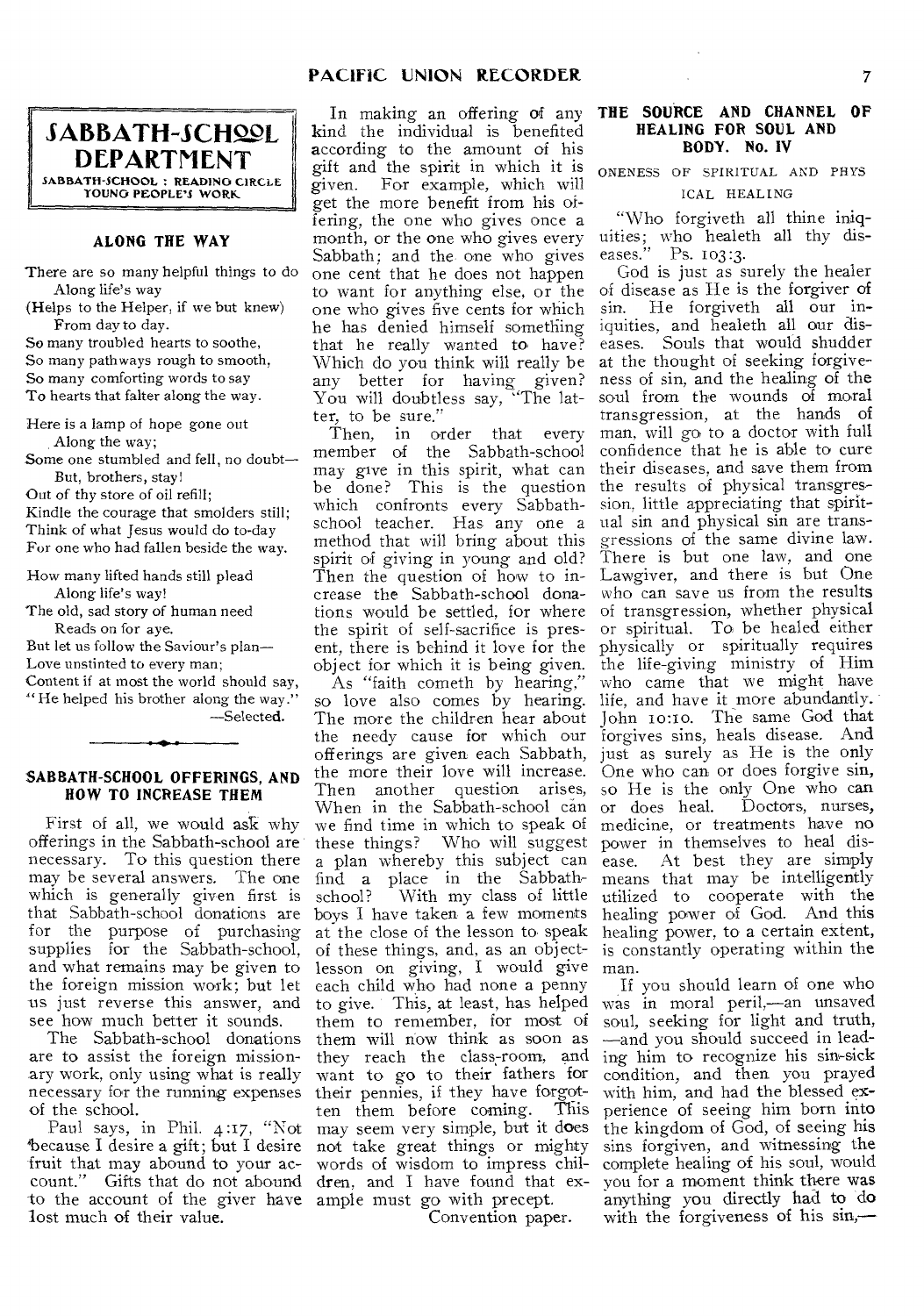# SABBATH-SCHOOL DEPARTMENT

SABBATH-SCHOOL : READING CIRCLE YOUNG PEOPLE'S WORK

## ALONG THE WAY

There are so many helpful things to do
 Along life's way
(Helps to the Helper, if we but knew)
 From day to day.
So many troubled hearts to soothe,
So many pathways rough to smooth,
So many comforting words to say
To hearts that falter along the way.

Here is a lamp of hope gone out
 Along the way;
Some one stumbled and fell, no doubt—
 But, brothers, stay!
Out of thy store of oil refill;
Kindle the courage that smolders still;
Think of what Jesus would do to-day
For one who had fallen beside the way.

How many lifted hands still plead
 Along life's way!
The old, sad story of human need
 Reads on for aye.
But let us follow the Saviour's plan—
Love unstinted to every man;
Content if at most the world should say,
"He helped his brother along the way."

—Selected.

## SABBATH-SCHOOL OFFERINGS, AND HOW TO INCREASE THEM

First of all, we would ask why offerings in the Sabbath-school are necessary. To this question there may be several answers. The one which is generally given first is that Sabbath-school donations are for the purpose of purchasing supplies for the Sabbath-school, and what remains may be given to the foreign mission work; but let us just reverse this answer, and see how much better it sounds.

The Sabbath-school donations are to assist the foreign missionary work, only using what is really necessary for the running expenses of the school.

Paul says, in Phil. 4:17, "Not because I desire a gift; but I desire fruit that may abound to your account." Gifts that do not abound to the account of the giver have lost much of their value.

In making an offering of any kind the individual is benefited according to the amount of his gift and the spirit in which it is given. For example, which will get the more benefit from his offering, the one who gives once a month, or the one who gives every Sabbath; and the one who gives one cent that he does not happen to want for anything else, or the one who gives five cents for which he has denied himself something that he really wanted to have? Which do you think will really be any better for having given? You will doubtless say, "The latter, to be sure."

Then, in order that every member of the Sabbath-school may give in this spirit, what can be done? This is the question which confronts every Sabbath-school teacher. Has any one a method that will bring about this spirit of giving in young and old? Then the question of how to increase the Sabbath-school donations would be settled, for where the spirit of self-sacrifice is present, there is behind it love for the object for which it is being given.

As "faith cometh by hearing," so love also comes by hearing. The more the children hear about the needy cause for which our offerings are given each Sabbath, the more their love will increase. Then another question arises, When in the Sabbath-school can we find time in which to speak of these things? Who will suggest a plan whereby this subject can find a place in the Sabbath-school? With my class of little boys I have taken a few moments at the close of the lesson to speak of these things, and, as an object-lesson on giving, I would give each child who had none a penny to give. This, at least, has helped them to remember, for most of them will now think as soon as they reach the class-room, and want to go to their fathers for their pennies, if they have forgotten them before coming. This may seem very simple, but it does not take great things or mighty words of wisdom to impress children, and I have found that example must go with precept.

Convention paper.

## THE SOURCE AND CHANNEL OF HEALING FOR SOUL AND BODY. No. IV

ONENESS OF SPIRITUAL AND PHYSICAL HEALING

"Who forgiveth all thine iniquities; who healeth all thy diseases." Ps. 103:3.

God is just as surely the healer of disease as He is the forgiver of sin. He forgiveth all our iniquities, and healeth all our diseases. Souls that would shudder at the thought of seeking forgiveness of sin, and the healing of the soul from the wounds of moral transgression, at the hands of man, will go to a doctor with full confidence that he is able to cure their diseases, and save them from the results of physical transgression, little appreciating that spiritual sin and physical sin are transgressions of the same divine law. There is but one law, and one Lawgiver, and there is but One who can save us from the results of transgression, whether physical or spiritual. To be healed either physically or spiritually requires the life-giving ministry of Him who came that we might have life, and have it more abundantly. John 10:10. The same God that forgives sins, heals disease. And just as surely as He is the only One who can or does forgive sin, so He is the only One who can or does heal. Doctors, nurses, medicine, or treatments have no power in themselves to heal disease. At best they are simply means that may be intelligently utilized to cooperate with the healing power of God. And this healing power, to a certain extent, is constantly operating within the man.

If you should learn of one who was in moral peril,—an unsaved soul, seeking for light and truth,—and you should succeed in leading him to recognize his sin-sick condition, and then you prayed with him, and had the blessed experience of seeing him born into the kingdom of God, of seeing his sins forgiven, and witnessing the complete healing of his soul, would you for a moment think there was anything you directly had to do with the forgiveness of his sin,—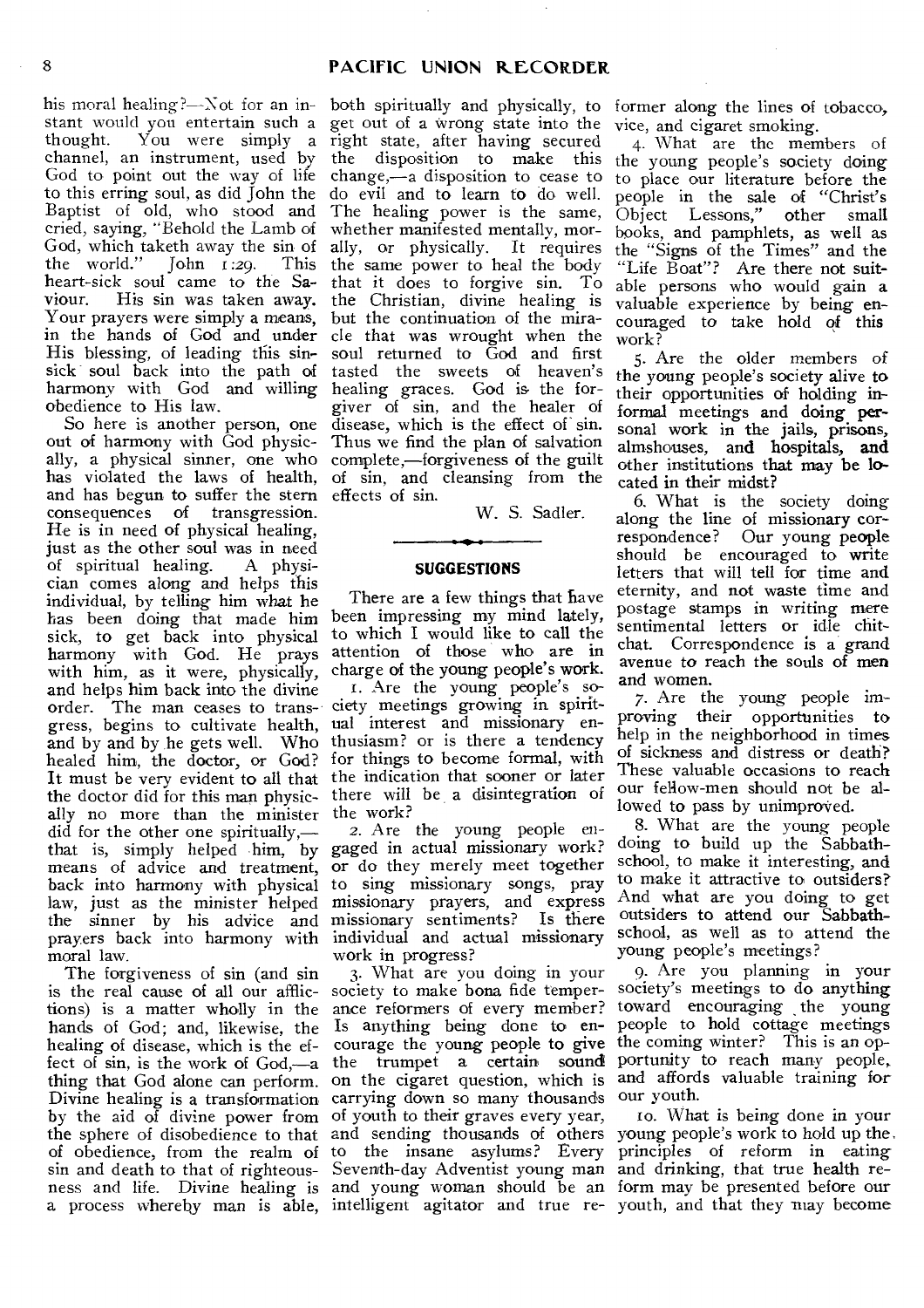his moral healing?—Not for an instant would you entertain such a thought. You were simply a channel, an instrument, used by God to point out the way of life to this erring soul, as did John the Baptist of old, who stood and cried, saying, "Behold the Lamb of God, which taketh away the sin of the world." John 1:29. This heart-sick soul came to the Saviour. His sin was taken away. Your prayers were simply a means, in the hands of God and under His blessing, of leading this sin-sick soul back into the path of harmony with God and willing obedience to His law.

So here is another person, one out of harmony with God physically, a physical sinner, one who has violated the laws of health, and has begun to suffer the stern consequences of transgression. He is in need of physical healing, just as the other soul was in need of spiritual healing. A physician comes along and helps this individual, by telling him what he has been doing that made him sick, to get back into physical harmony with God. He prays with him, as it were, physically, and helps him back into the divine order. The man ceases to transgress, begins to cultivate health, and by and by he gets well. Who healed him, the doctor, or God? It must be very evident to all that the doctor did for this man physically no more than the minister did for the other one spiritually,—that is, simply helped him, by means of advice and treatment, back into harmony with physical law, just as the minister helped the sinner by his advice and prayers back into harmony with moral law.

The forgiveness of sin (and sin is the real cause of all our afflictions) is a matter wholly in the hands of God; and, likewise, the healing of disease, which is the effect of sin, is the work of God,—a thing that God alone can perform. Divine healing is a transformation by the aid of divine power from the sphere of disobedience to that of obedience, from the realm of sin and death to that of righteousness and life. Divine healing is a process whereby man is able, both spiritually and physically, to get out of a wrong state into the right state, after having secured the disposition to make this change,—a disposition to cease to do evil and to learn to do well. The healing power is the same, whether manifested mentally, morally, or physically. It requires the same power to heal the body that it does to forgive sin. To the Christian, divine healing is but the continuation of the miracle that was wrought when the soul returned to God and first tasted the sweets of heaven's healing graces. God is the forgiver of sin, and the healer of disease, which is the effect of sin. Thus we find the plan of salvation complete,—forgiveness of the guilt of sin, and cleansing from the effects of sin.

W. S. Sadler.

## SUGGESTIONS

There are a few things that have been impressing my mind lately, to which I would like to call the attention of those who are in charge of the young people's work.

1. Are the young people's society meetings growing in spiritual interest and missionary enthusiasm? or is there a tendency for things to become formal, with the indication that sooner or later there will be a disintegration of the work?

2. Are the young people engaged in actual missionary work? or do they merely meet together to sing missionary songs, pray missionary prayers, and express missionary sentiments? Is there individual and actual missionary work in progress?

3. What are you doing in your society to make bona fide temperance reformers of every member? Is anything being done to encourage the young people to give the trumpet a certain sound on the cigaret question, which is carrying down so many thousands of youth to their graves every year, and sending thousands of others to the insane asylums? Every Seventh-day Adventist young man and young woman should be an intelligent agitator and true reformer along the lines of tobacco, vice, and cigaret smoking.

4. What are the members of the young people's society doing to place our literature before the people in the sale of "Christ's Object Lessons," other small books, and pamphlets, as well as the "Signs of the Times" and the "Life Boat"? Are there not suitable persons who would gain a valuable experience by being encouraged to take hold of this work?

5. Are the older members of the young people's society alive to their opportunities of holding informal meetings and doing personal work in the jails, prisons, almshouses, and hospitals, and other institutions that may be located in their midst?

6. What is the society doing along the line of missionary correspondence? Our young people should be encouraged to write letters that will tell for time and eternity, and not waste time and postage stamps in writing mere sentimental letters or idle chit-chat. Correspondence is a grand avenue to reach the souls of men and women.

7. Are the young people improving their opportunities to help in the neighborhood in times of sickness and distress or death? These valuable occasions to reach our fellow-men should not be allowed to pass by unimproved.

8. What are the young people doing to build up the Sabbath-school, to make it interesting, and to make it attractive to outsiders? And what are you doing to get outsiders to attend our Sabbath-school, as well as to attend the young people's meetings?

9. Are you planning in your society's meetings to do anything toward encouraging the young people to hold cottage meetings the coming winter? This is an opportunity to reach many people, and affords valuable training for our youth.

10. What is being done in your young people's work to hold up the principles of reform in eating and drinking, that true health reform may be presented before our youth, and that they may become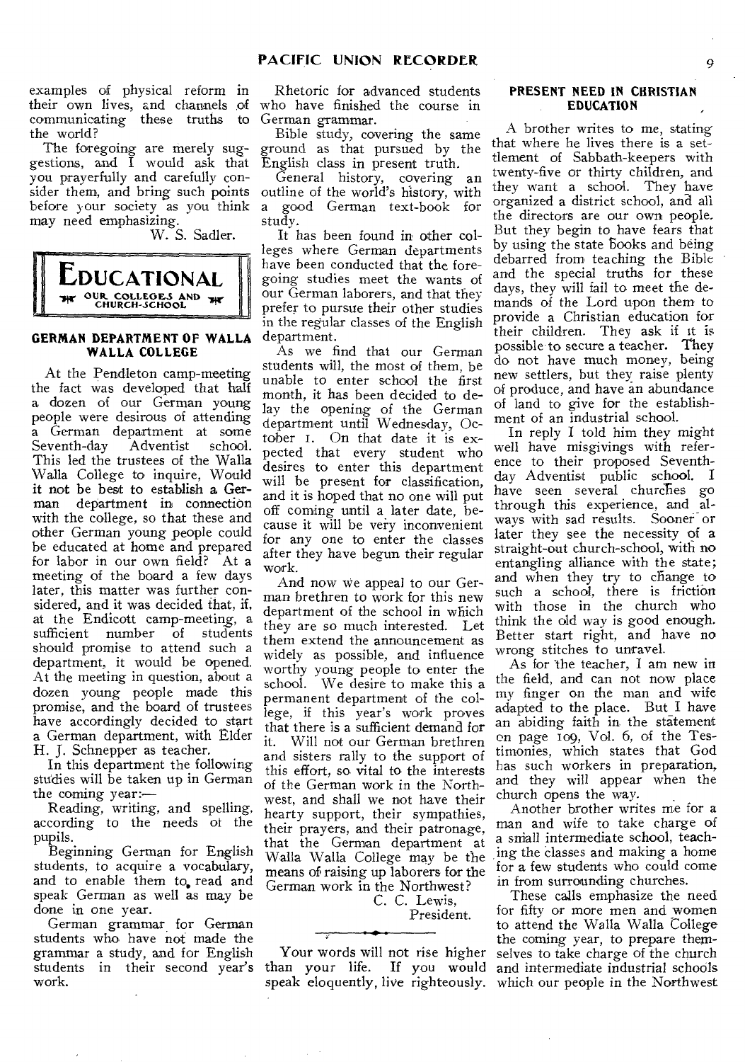examples of physical reform in their own lives, and channels of communicating these truths to the world?

The foregoing are merely suggestions, and I would ask that you prayerfully and carefully consider them, and bring such points before your society as you think may need emphasizing.

W. S. Sadler.

# EDUCATIONAL

OUR COLLEGES AND CHURCH-SCHOOL

### GERMAN DEPARTMENT OF WALLA WALLA COLLEGE

At the Pendleton camp-meeting the fact was developed that half a dozen of our German young people were desirous of attending a German department at some Seventh-day Adventist school. This led the trustees of the Walla Walla College to inquire, Would it not be best to establish a German department in connection with the college, so that these and other German young people could be educated at home and prepared for labor in our own field? At a meeting of the board a few days later, this matter was further considered, and it was decided that, if, at the Endicott camp-meeting, a sufficient number of students should promise to attend such a department, it would be opened. At the meeting in question, about a dozen young people made this promise, and the board of trustees have accordingly decided to start a German department, with Elder H. J. Schnepper as teacher.

In this department the following studies will be taken up in German the coming year:—

Reading, writing, and spelling, according to the needs of the pupils.

Beginning German for English students, to acquire a vocabulary, and to enable them to read and speak German as well as may be done in one year.

German grammar for German students who have not made the grammar a study, and for English students in their second year's work.

Rhetoric for advanced students who have finished the course in German grammar.

Bible study, covering the same ground as that pursued by the English class in present truth.

General history, covering an outline of the world's history, with a good German text-book for study.

It has been found in other colleges where German departments have been conducted that the foregoing studies meet the wants of our German laborers, and that they prefer to pursue their other studies in the regular classes of the English department.

As we find that our German students will, the most of them, be unable to enter school the first month, it has been decided to delay the opening of the German department until Wednesday, October 1. On that date it is expected that every student who desires to enter this department will be present for classification, and it is hoped that no one will put off coming until a later date, because it will be very inconvenient for any one to enter the classes after they have begun their regular work.

And now we appeal to our German brethren to work for this new department of the school in which they are so much interested. Let them extend the announcement as widely as possible, and influence worthy young people to enter the school. We desire to make this a permanent department of the college, if this year's work proves that there is a sufficient demand for it. Will not our German brethren and sisters rally to the support of this effort, so vital to the interests of the German work in the Northwest, and shall we not have their hearty support, their sympathies, their prayers, and their patronage, that the German department at Walla Walla College may be the means of raising up laborers for the German work in the Northwest?

C. C. Lewis,
President.

---

Your words will not rise higher than your life. If you would speak eloquently, live righteously.

### PRESENT NEED IN CHRISTIAN EDUCATION

A brother writes to me, stating that where he lives there is a settlement of Sabbath-keepers with twenty-five or thirty children, and they want a school. They have organized a district school, and all the directors are our own people. But they begin to have fears that by using the state books and being debarred from teaching the Bible and the special truths for these days, they will fail to meet the demands of the Lord upon them to provide a Christian education for their children. They ask if it is possible to secure a teacher. They do not have much money, being new settlers, but they raise plenty of produce, and have an abundance of land to give for the establishment of an industrial school.

In reply I told him they might well have misgivings with reference to their proposed Seventh-day Adventist public school. I have seen several churches go through this experience, and always with sad results. Sooner or later they see the necessity of a straight-out church-school, with no entangling alliance with the state; and when they try to change to such a school, there is friction with those in the church who think the old way is good enough. Better start right, and have no wrong stitches to unravel.

As for the teacher, I am new in the field, and can not now place my finger on the man and wife adapted to the place. But I have an abiding faith in the statement on page 109, Vol. 6, of the Testimonies, which states that God has such workers in preparation, and they will appear when the church opens the way.

Another brother writes me for a man and wife to take charge of a small intermediate school, teaching the classes and making a home for a few students who could come in from surrounding churches.

These calls emphasize the need for fifty or more men and women to attend the Walla Walla College the coming year, to prepare themselves to take charge of the church and intermediate industrial schools which our people in the Northwest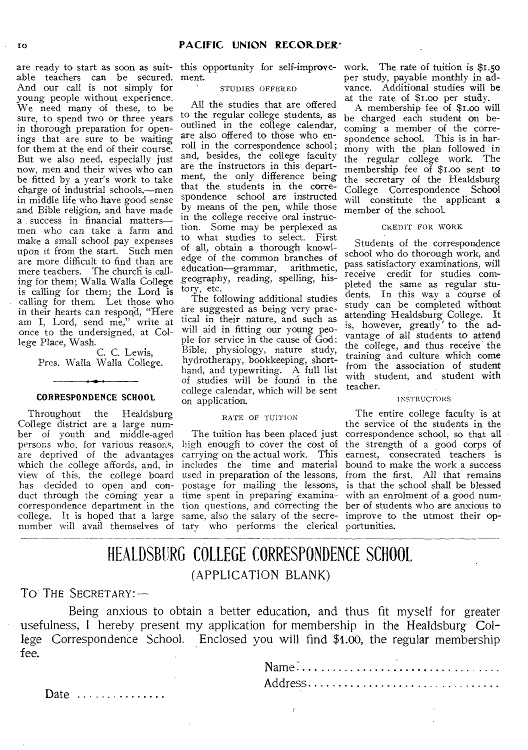are ready to start as soon as suitable teachers can be secured. And our call is not simply for young people without experience. We need many of these, to be sure, to spend two or three years in thorough preparation for openings that are sure to be waiting for them at the end of their course. But we also need, especially just now, men and their wives who can be fitted by a year's work to take charge of industrial schools,—men in middle life who have good sense and Bible religion, and have made a success in financial matters—men who can take a farm and make a small school pay expenses upon it from the start. Such men are more difficult to find than are mere teachers. The church is calling for them; Walla Walla College is calling for them; the Lord is calling for them. Let those who in their hearts can respond, "Here am I, Lord, send me," write at once to the undersigned, at College Place, Wash.

C. C. Lewis,
Pres. Walla Walla College.

---

### CORRESPONDENCE SCHOOL

Throughout the Healdsburg College district are a large number of youth and middle-aged persons who, for various reasons, are deprived of the advantages which the college affords, and, in view of this, the college board has decided to open and conduct through the coming year a correspondence department in the college. It is hoped that a large number will avail themselves of this opportunity for self-improvement.

#### STUDIES OFFERED

All the studies that are offered to the regular college students, as outlined in the college calendar, are also offered to those who enroll in the correspondence school; and, besides, the college faculty are the instructors in this department, the only difference being that the students in the correspondence school are instructed by means of the pen, while those in the college receive oral instruction. Some may be perplexed as to what studies to select. First of all, obtain a thorough knowledge of the common branches of education—grammar, arithmetic, geography, reading, spelling, history, etc.

The following additional studies are suggested as being very practical in their nature, and such as will aid in fitting our young people for service in the cause of God: Bible, physiology, nature study, hydrotherapy, bookkeeping, shorthand, and typewriting. A full list of studies will be found in the college calendar, which will be sent on application.

#### RATE OF TUITION

The tuition has been placed just high enough to cover the cost of carrying on the actual work. This includes the time and material used in preparation of the lessons, postage for mailing the lessons, time spent in preparing examination questions, and correcting the same, also the salary of the secretary who performs the clerical work. The rate of tuition is $1.50 per study, payable monthly in advance. Additional studies will be at the rate of $1.00 per study.

A membership fee of $1.00 will be charged each student on becoming a member of the correspondence school. This is in harmony with the plan followed in the regular college work. The membership fee of $1.00 sent to the secretary of the Healdsburg College Correspondence School will constitute the applicant a member of the school.

#### CREDIT FOR WORK

Students of the correspondence school who do thorough work, and pass satisfactory examinations, will receive credit for studies completed the same as regular students. In this way a course of study can be completed without attending Healdsburg College. It is, however, greatly to the advantage of all students to attend the college, and thus receive the training and culture which come from the association of student with student, and student with teacher.

#### INSTRUCTORS

The entire college faculty is at the service of the students in the correspondence school, so that all the strength of a good corps of earnest, consecrated teachers is bound to make the work a success from the first. All that remains is that the school shall be blessed with an enrolment of a good number of students who are anxious to improve to the utmost their opportunities.

---

# HEALDSBURG COLLEGE CORRESPONDENCE SCHOOL

## (APPLICATION BLANK)

To The Secretary:—

Being anxious to obtain a better education, and thus fit myself for greater usefulness, I hereby present my application for membership in the Healdsburg College Correspondence School. Enclosed you will find $1.00, the regular membership fee.

Name..................................

Address................................

Date ...............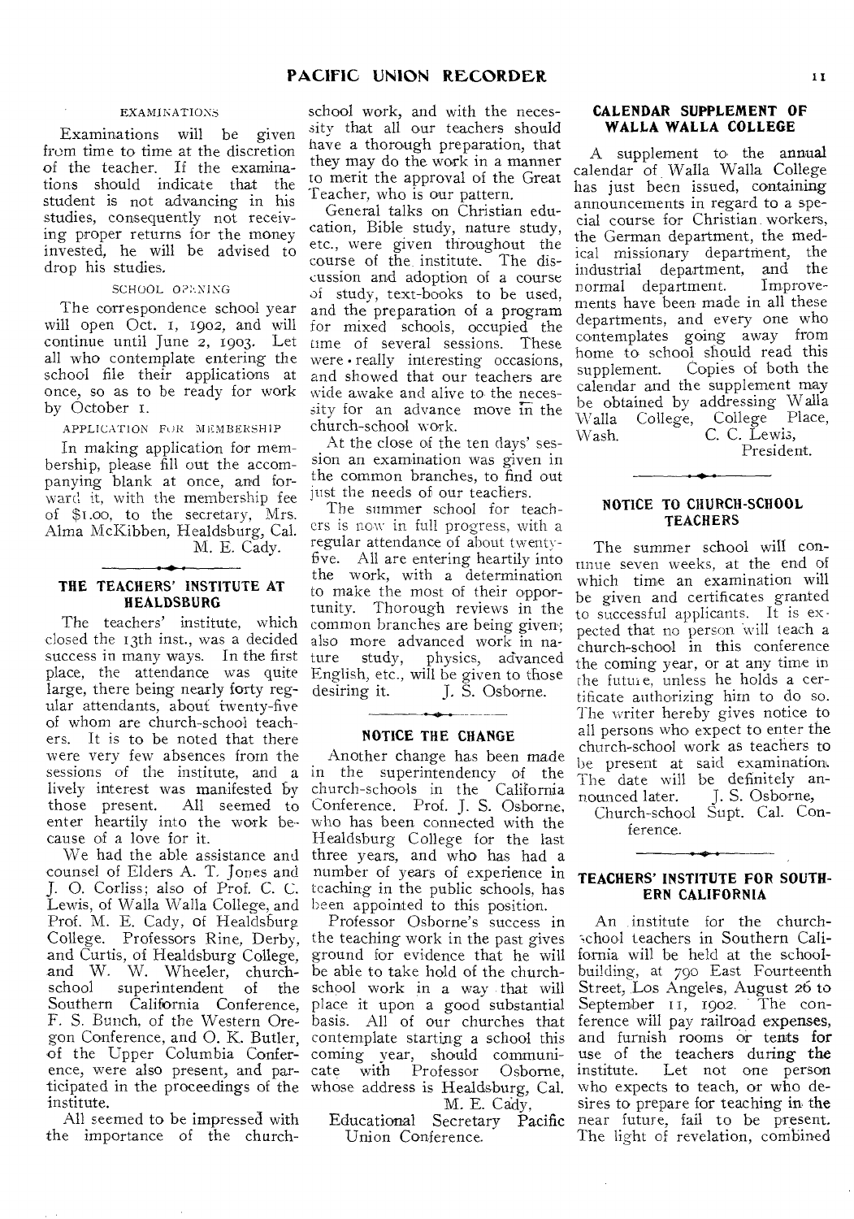### EXAMINATIONS

Examinations will be given from time to time at the discretion of the teacher. If the examinations should indicate that the student is not advancing in his studies, consequently not receiving proper returns for the money invested, he will be advised to drop his studies.

### SCHOOL OPENING

The correspondence school year will open Oct. 1, 1902, and will continue until June 2, 1903. Let all who contemplate entering the school file their applications at once, so as to be ready for work by October 1.

### APPLICATION FOR MEMBERSHIP

In making application for membership, please fill out the accompanying blank at once, and forward it, with the membership fee of $1.00, to the secretary, Mrs. Alma McKibben, Healdsburg, Cal.

M. E. Cady.

## THE TEACHERS' INSTITUTE AT HEALDSBURG

The teachers' institute, which closed the 13th inst., was a decided success in many ways. In the first place, the attendance was quite large, there being nearly forty regular attendants, about twenty-five of whom are church-school teachers. It is to be noted that there were very few absences from the sessions of the institute, and a lively interest was manifested by those present. All seemed to enter heartily into the work because of a love for it.

We had the able assistance and counsel of Elders A. T. Jones and J. O. Corliss; also of Prof. C. C. Lewis, of Walla Walla College, and Prof. M. E. Cady, of Healdsburg College. Professors Rine, Derby, and Curtis, of Healdsburg College, and W. W. Wheeler, church-school superintendent of the Southern California Conference, F. S. Bunch, of the Western Oregon Conference, and O. K. Butler, of the Upper Columbia Conference, were also present, and participated in the proceedings of the institute.

All seemed to be impressed with the importance of the church-school work, and with the necessity that all our teachers should have a thorough preparation, that they may do the work in a manner to merit the approval of the Great Teacher, who is our pattern.

General talks on Christian education, Bible study, nature study, etc., were given throughout the course of the institute. The discussion and adoption of a course of study, text-books to be used, and the preparation of a program for mixed schools, occupied the time of several sessions. These were really interesting occasions, and showed that our teachers are wide awake and alive to the necessity for an advance move in the church-school work.

At the close of the ten days' session an examination was given in the common branches, to find out just the needs of our teachers.

The summer school for teachers is now in full progress, with a regular attendance of about twenty-five. All are entering heartily into the work, with a determination to make the most of their opportunity. Thorough reviews in the common branches are being given; also more advanced work in nature study, physics, advanced English, etc., will be given to those desiring it.

J. S. Osborne.

## NOTICE THE CHANGE

Another change has been made in the superintendency of the church-schools in the California Conference. Prof. J. S. Osborne, who has been connected with the Healdsburg College for the last three years, and who has had a number of years of experience in teaching in the public schools, has been appointed to this position.

Professor Osborne's success in the teaching work in the past gives ground for evidence that he will be able to take hold of the church-school work in a way that will place it upon a good substantial basis. All of our churches that contemplate starting a school this coming year, should communicate with Professor Osborne, whose address is Healdsburg, Cal.

M. E. Cady,
Educational Secretary Pacific Union Conference.

## CALENDAR SUPPLEMENT OF WALLA WALLA COLLEGE

A supplement to the annual calendar of Walla Walla College has just been issued, containing announcements in regard to a special course for Christian workers, the German department, the medical missionary department, the industrial department, and the normal department. Improvements have been made in all these departments, and every one who contemplates going away from home to school should read this supplement. Copies of both the calendar and the supplement may be obtained by addressing Walla Walla College, College Place, Wash.

C. C. Lewis,
President.

## NOTICE TO CHURCH-SCHOOL TEACHERS

The summer school will continue seven weeks, at the end of which time an examination will be given and certificates granted to successful applicants. It is expected that no person will teach a church-school in this conference the coming year, or at any time in the future, unless he holds a certificate authorizing him to do so. The writer hereby gives notice to all persons who expect to enter the church-school work as teachers to be present at said examination. The date will be definitely announced later.

J. S. Osborne,
Church-school Supt. Cal. Conference.

## TEACHERS' INSTITUTE FOR SOUTHERN CALIFORNIA

An institute for the church-school teachers in Southern California will be held at the school-building, at 790 East Fourteenth Street, Los Angeles, August 26 to September 11, 1902. The conference will pay railroad expenses, and furnish rooms or tents for use of the teachers during the institute. Let not one person who expects to teach, or who desires to prepare for teaching in the near future, fail to be present. The light of revelation, combined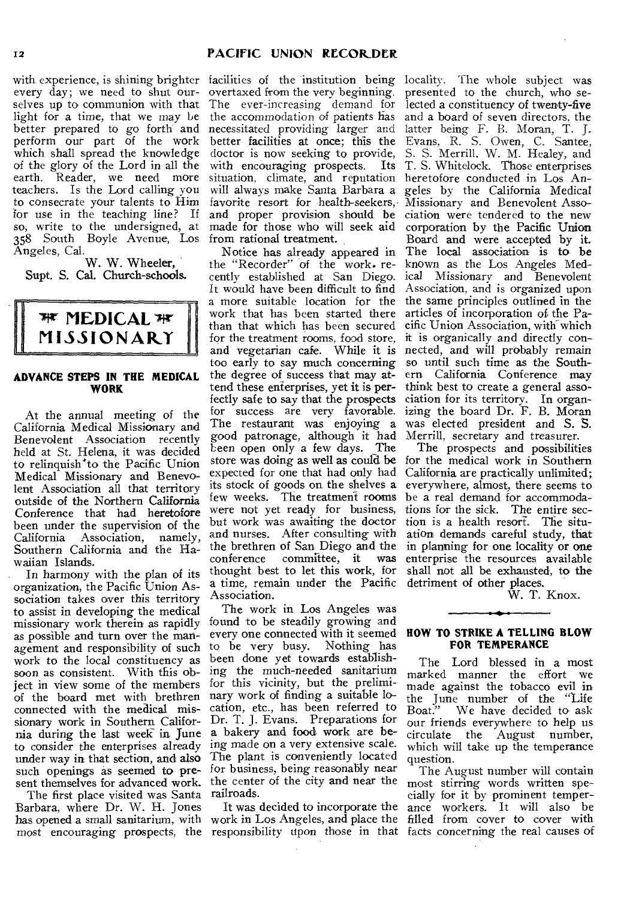with experience, is shining brighter every day; we need to shut ourselves up to communion with that light for a time, that we may be better prepared to go forth and perform our part of the work which shall spread the knowledge of the glory of the Lord in all the earth. Reader, we need more teachers. Is the Lord calling you to consecrate your talents to Him for use in the teaching line? If so, write to the undersigned, at 358 South Boyle Avenue, Los Angeles, Cal.

W. W. Wheeler,
Supt. S. Cal. Church-schools.

## MEDICAL MISSIONARY

### ADVANCE STEPS IN THE MEDICAL WORK

At the annual meeting of the California Medical Missionary and Benevolent Association recently held at St. Helena, it was decided to relinquish to the Pacific Union Medical Missionary and Benevolent Association all that territory outside of the Northern California Conference that had heretofore been under the supervision of the California Association, namely, Southern California and the Hawaiian Islands.

In harmony with the plan of its organization, the Pacific Union Association takes over this territory to assist in developing the medical missionary work therein as rapidly as possible and turn over the management and responsibility of such work to the local constituency as soon as consistent. With this object in view some of the members of the board met with brethren connected with the medical missionary work in Southern California during the last week in June to consider the enterprises already under way in that section, and also such openings as seemed to present themselves for advanced work.

The first place visited was Santa Barbara, where Dr. W. H. Jones has opened a small sanitarium, with most encouraging prospects, the facilities of the institution being overtaxed from the very beginning. The ever-increasing demand for the accommodation of patients has necessitated providing larger and better facilities at once; this the doctor is now seeking to provide, with encouraging prospects. Its situation, climate, and reputation will always make Santa Barbara a favorite resort for health-seekers, and proper provision should be made for those who will seek aid from rational treatment.

Notice has already appeared in the "Recorder" of the work recently established at San Diego. It would have been difficult to find a more suitable location for the work that has been started there than that which has been secured for the treatment rooms, food store, and vegetarian cafe. While it is too early to say much concerning the degree of success that may attend these enterprises, yet it is perfectly safe to say that the prospects for success are very favorable. The restaurant was enjoying a good patronage, although it had been open only a few days. The store was doing as well as could be expected for one that had only had its stock of goods on the shelves a few weeks. The treatment rooms were not yet ready for business, but work was awaiting the doctor and nurses. After consulting with the brethren of San Diego and the conference committee, it was thought best to let this work, for a time, remain under the Pacific Association.

The work in Los Angeles was found to be steadily growing and every one connected with it seemed to be very busy. Nothing has been done yet towards establishing the much-needed sanitarium for this vicinity, but the preliminary work of finding a suitable location, etc., has been referred to Dr. T. J. Evans. Preparations for a bakery and food work are being made on a very extensive scale. The plant is conveniently located for business, being reasonably near the center of the city and near the railroads.

It was decided to incorporate the work in Los Angeles, and place the responsibility upon those in that locality. The whole subject was presented to the church, who selected a constituency of twenty-five and a board of seven directors, the latter being F. B. Moran, T. J. Evans, R. S. Owen, C. Santee, S. S. Merrill, W. M. Healey, and T. S. Whitelock. Those enterprises heretofore conducted in Los Angeles by the California Medical Missionary and Benevolent Association were tendered to the new corporation by the Pacific Union Board and were accepted by it. The local association is to be known as the Los Angeles Medical Missionary and Benevolent Association, and is organized upon the same principles outlined in the articles of incorporation of the Pacific Union Association, with which it is organically and directly connected, and will probably remain so until such time as the Southern California Conference may think best to create a general association for its territory. In organizing the board Dr. F. B. Moran was elected president and S. S. Merrill, secretary and treasurer.

The prospects and possibilities for the medical work in Southern California are practically unlimited; everywhere, almost, there seems to be a real demand for accommodations for the sick. The entire section is a health resort. The situation demands careful study, that in planning for one locality or one enterprise the resources available shall not all be exhausted, to the detriment of other places.

W. T. Knox.

### HOW TO STRIKE A TELLING BLOW FOR TEMPERANCE

The Lord blessed in a most marked manner the effort we made against the tobacco evil in the June number of the "Life Boat." We have decided to ask our friends everywhere to help us circulate the August number, which will take up the temperance question.

The August number will contain most stirring words written specially for it by prominent temperance workers. It will also be filled from cover to cover with facts concerning the real causes of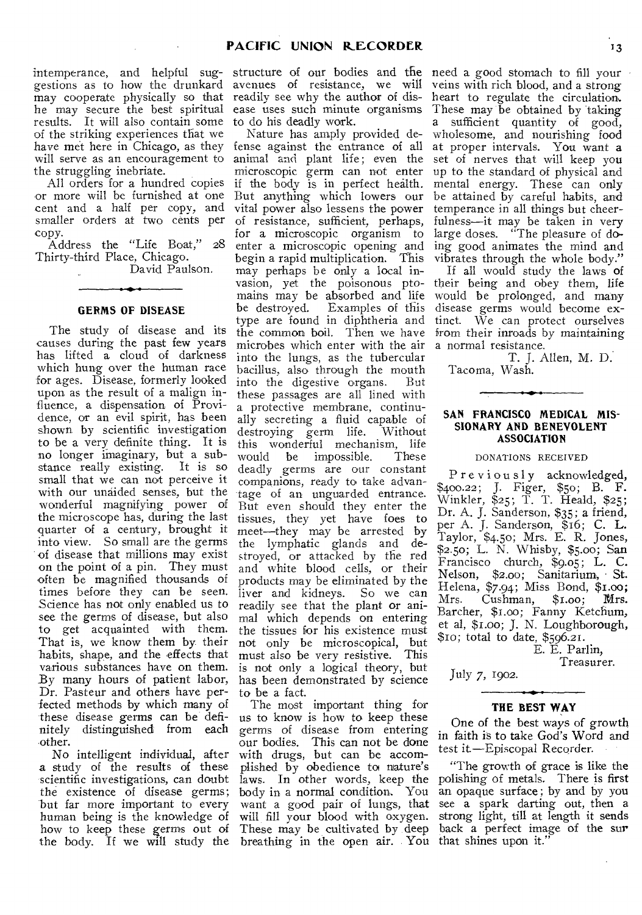intemperance, and helpful suggestions as to how the drunkard may cooperate physically so that he may secure the best spiritual results. It will also contain some of the striking experiences that we have met here in Chicago, as they will serve as an encouragement to the struggling inebriate.

All orders for a hundred copies or more will be furnished at one cent and a half per copy, and smaller orders at two cents per copy.

Address the "Life Boat," 28 Thirty-third Place, Chicago.

David Paulson.

## GERMS OF DISEASE

The study of disease and its causes during the past few years has lifted a cloud of darkness which hung over the human race for ages. Disease, formerly looked upon as the result of a malign influence, a dispensation of Providence, or an evil spirit, has been shown by scientific investigation to be a very definite thing. It is no longer imaginary, but a substance really existing. It is so small that we can not perceive it with our unaided senses, but the wonderful magnifying power of the microscope has, during the last quarter of a century, brought it into view. So small are the germs of disease that millions may exist on the point of a pin. They must often be magnified thousands of times before they can be seen. Science has not only enabled us to see the germs of disease, but also to get acquainted with them. That is, we know them by their habits, shape, and the effects that various substances have on them. By many hours of patient labor, Dr. Pasteur and others have perfected methods by which many of these disease germs can be definitely distinguished from each other.

No intelligent individual, after a study of the results of these scientific investigations, can doubt the existence of disease germs; but far more important to every human being is the knowledge of how to keep these germs out of the body. If we will study the structure of our bodies and the avenues of resistance, we will readily see why the author of disease uses such minute organisms to do his deadly work.

Nature has amply provided defense against the entrance of all animal and plant life; even the microscopic germ can not enter if the body is in perfect health. But anything which lowers our vital power also lessens the power of resistance, sufficient, perhaps, for a microscopic organism to enter a microscopic opening and begin a rapid multiplication. This may perhaps be only a local invasion, yet the poisonous ptomains may be absorbed and life be destroyed. Examples of this type are found in diphtheria and the common boil. Then we have microbes which enter with the air into the lungs, as the tubercular bacillus, also through the mouth into the digestive organs. But these passages are all lined with a protective membrane, continually secreting a fluid capable of destroying germ life. Without this wonderful mechanism, life would be impossible. These deadly germs are our constant companions, ready to take advantage of an unguarded entrance. But even should they enter the tissues, they yet have foes to meet—they may be arrested by the lymphatic glands and destroyed, or attacked by the red and white blood cells, or their products may be eliminated by the liver and kidneys. So we can readily see that the plant or animal which depends on entering the tissues for his existence must not only be microscopical, but must also be very resistive. This is not only a logical theory, but has been demonstrated by science to be a fact.

The most important thing for us to know is how to keep these germs of disease from entering our bodies. This can not be done with drugs, but can be accomplished by obedience to nature's laws. In other words, keep the body in a normal condition. You want a good pair of lungs, that will fill your blood with oxygen. These may be cultivated by deep breathing in the open air. You need a good stomach to fill your veins with rich blood, and a strong heart to regulate the circulation. These may be obtained by taking a sufficient quantity of good, wholesome, and nourishing food at proper intervals. You want a set of nerves that will keep you up to the standard of physical and mental energy. These can only be attained by careful habits, and temperance in all things but cheerfulness—it may be taken in very large doses. "The pleasure of doing good animates the mind and vibrates through the whole body."

If all would study the laws of their being and obey them, life would be prolonged, and many disease germs would become extinct. We can protect ourselves from their inroads by maintaining a normal resistance.

T. J. Allen, M. D.

Tacoma, Wash.

## SAN FRANCISCO MEDICAL MISSIONARY AND BENEVOLENT ASSOCIATION

DONATIONS RECEIVED

Previously acknowledged, $400.22; J. Figer, $50; B. F. Winkler, $25; T. T. Heald, $25; Dr. A. J. Sanderson, $35; a friend, per A. J. Sanderson, $16; C. L. Taylor, $4.50; Mrs. E. R. Jones, $2.50; L. N. Whisby, $5.00; San Francisco church, $9.05; L. C. Nelson, $2.00; Sanitarium, St. Helena, $7.94; Miss Bond, $1.00; Mrs. Cushman, $1.00; Mrs. Barcher, $1.00; Fanny Ketchum, et al, $1.00; J. N. Loughborough, $10; total to date, $596.21.

E. E. Parlin,
Treasurer.

July 7, 1902.

## THE BEST WAY

One of the best ways of growth in faith is to take God's Word and test it.—Episcopal Recorder.

"The growth of grace is like the polishing of metals. There is first an opaque surface; by and by you see a spark darting out, then a strong light, till at length it sends back a perfect image of the sun that shines upon it."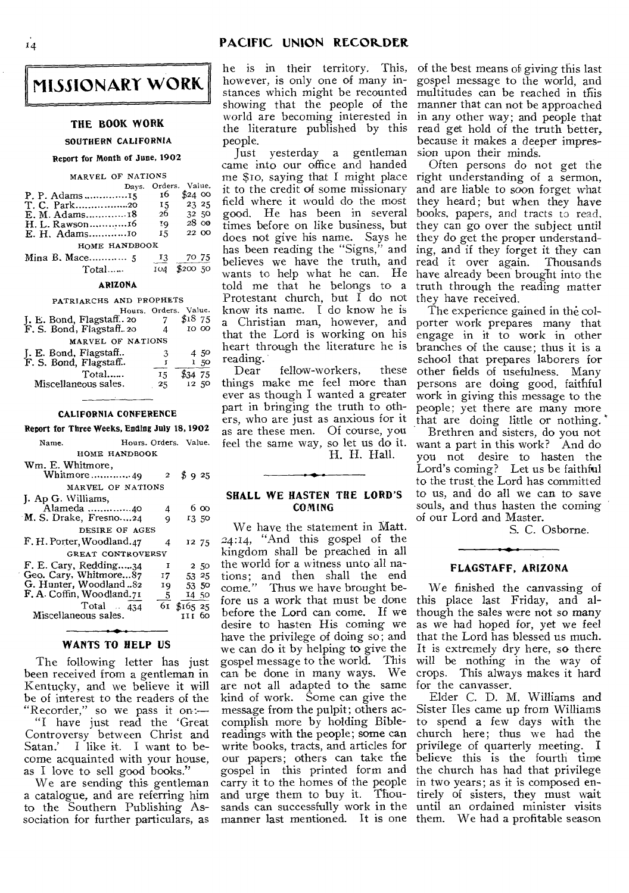# MISSIONARY WORK

## THE BOOK WORK

### SOUTHERN CALIFORNIA

**Report for Month of June, 1902**

| | Days. | Orders. | Value. |
|---|---|---|---|
| MARVEL OF NATIONS | | | |
| P. P. Adams | 15 | 16 | $24 00 |
| T. C. Park | 20 | 15 | 23 25 |
| E. M. Adams | 18 | 26 | 32 50 |
| H. L. Rawson | 16 | 19 | 28 00 |
| E. H. Adams | 10 | 15 | 22 00 |
| HOME HANDBOOK | | | |
| Mina B. Mace | 5 | 13 | 70 75 |
| Total | | 104 | $200 50 |

### ARIZONA

| | Hours. | Orders. | Value. |
|---|---|---|---|
| PATRIARCHS AND PROPHETS | | | |
| J. E. Bond, Flagstaff | 20 | 7 | $18 75 |
| F. S. Bond, Flagstaff | 20 | 4 | 10 00 |
| MARVEL OF NATIONS | | | |
| J. E. Bond, Flagstaff | | 3 | 4 50 |
| F. S. Bond, Flagstaff | | 1 | 1 50 |
| Total | | 15 | $34 75 |
| Miscellaneous sales. | | 25 | 12 50 |

### CALIFORNIA CONFERENCE

**Report for Three Weeks, Ending July 18, 1902**

| Name. | Hours. | Orders. | Value. |
|---|---|---|---|
| HOME HANDBOOK | | | |
| Wm. E. Whitmore, Whitmore | 49 | 2 | $ 9 25 |
| MARVEL OF NATIONS | | | |
| J. Ap G. Williams, Alameda | 40 | 4 | 6 00 |
| M. S. Drake, Fresno | 24 | 9 | 13 50 |
| DESIRE OF AGES | | | |
| F. H. Porter, Woodland | 47 | 4 | 12 75 |
| GREAT CONTROVERSY | | | |
| F. E. Cary, Redding | 34 | 1 | 2 50 |
| Geo. Cary, Whitmore | 87 | 17 | 53 25 |
| G. Hunter, Woodland | 82 | 19 | 53 50 |
| F. A. Coffin, Woodland | 71 | 5 | 14 50 |
| Total | 434 | 61 | $165 25 |
| Miscellaneous sales. | | | 111 60 |

## WANTS TO HELP US

The following letter has just been received from a gentleman in Kentucky, and we believe it will be of interest to the readers of the "Recorder," so we pass it on:—

"I have just read the 'Great Controversy between Christ and Satan.' I like it. I want to become acquainted with your house, as I love to sell good books."

We are sending this gentleman a catalogue, and are referring him to the Southern Publishing Association for further particulars, as he is in their territory. This, however, is only one of many instances which might be recounted showing that the people of the world are becoming interested in the literature published by this people.

Just yesterday a gentleman came into our office and handed me $10, saying that I might place it to the credit of some missionary field where it would do the most good. He has been in several times before on like business, but does not give his name. Says he has been reading the "Signs," and believes we have the truth, and wants to help what he can. He told me that he belongs to a Protestant church, but I do not know its name. I do know he is a Christian man, however, and that the Lord is working on his heart through the literature he is reading.

Dear fellow-workers, these things make me feel more than ever as though I wanted a greater part in bringing the truth to others, who are just as anxious for it as are these men. Of course, you feel the same way, so let us do it.

H. H. Hall.

## SHALL WE HASTEN THE LORD'S COMING

We have the statement in Matt. 24:14, "And this gospel of the kingdom shall be preached in all the world for a witness unto all nations; and then shall the end come." Thus we have brought before us a work that must be done before the Lord can come. If we desire to hasten His coming we have the privilege of doing so; and we can do it by helping to give the gospel message to the world. This can be done in many ways. We are not all adapted to the same kind of work. Some can give the message from the pulpit; others accomplish more by holding Bible-readings with the people; some can write books, tracts, and articles for our papers; others can take the gospel in this printed form and carry it to the homes of the people and urge them to buy it. Thousands can successfully work in the manner last mentioned. It is one of the best means of giving this last gospel message to the world, and multitudes can be reached in this manner that can not be approached in any other way; and people that read get hold of the truth better, because it makes a deeper impression upon their minds.

Often persons do not get the right understanding of a sermon, and are liable to soon forget what they heard; but when they have books, papers, and tracts to read, they can go over the subject until they do get the proper understanding, and if they forget it they can read it over again. Thousands have already been brought into the truth through the reading matter they have received.

The experience gained in the colporter work prepares many that engage in it to work in other branches of the cause; thus it is a school that prepares laborers for other fields of usefulness. Many persons are doing good, faithful work in giving this message to the people; yet there are many more that are doing little or nothing.

Brethren and sisters, do you not want a part in this work? And do you not desire to hasten the Lord's coming? Let us be faithful to the trust the Lord has committed to us, and do all we can to save souls, and thus hasten the coming of our Lord and Master.

S. C. Osborne.

## FLAGSTAFF, ARIZONA

We finished the canvassing of this place last Friday, and although the sales were not so many as we had hoped for, yet we feel that the Lord has blessed us much. It is extremely dry here, so there will be nothing in the way of crops. This always makes it hard for the canvasser.

Elder C. D. M. Williams and Sister Iles came up from Williams to spend a few days with the church here; thus we had the privilege of quarterly meeting. I believe this is the fourth time the church has had that privilege in two years; as it is composed entirely of sisters, they must wait until an ordained minister visits them. We had a profitable season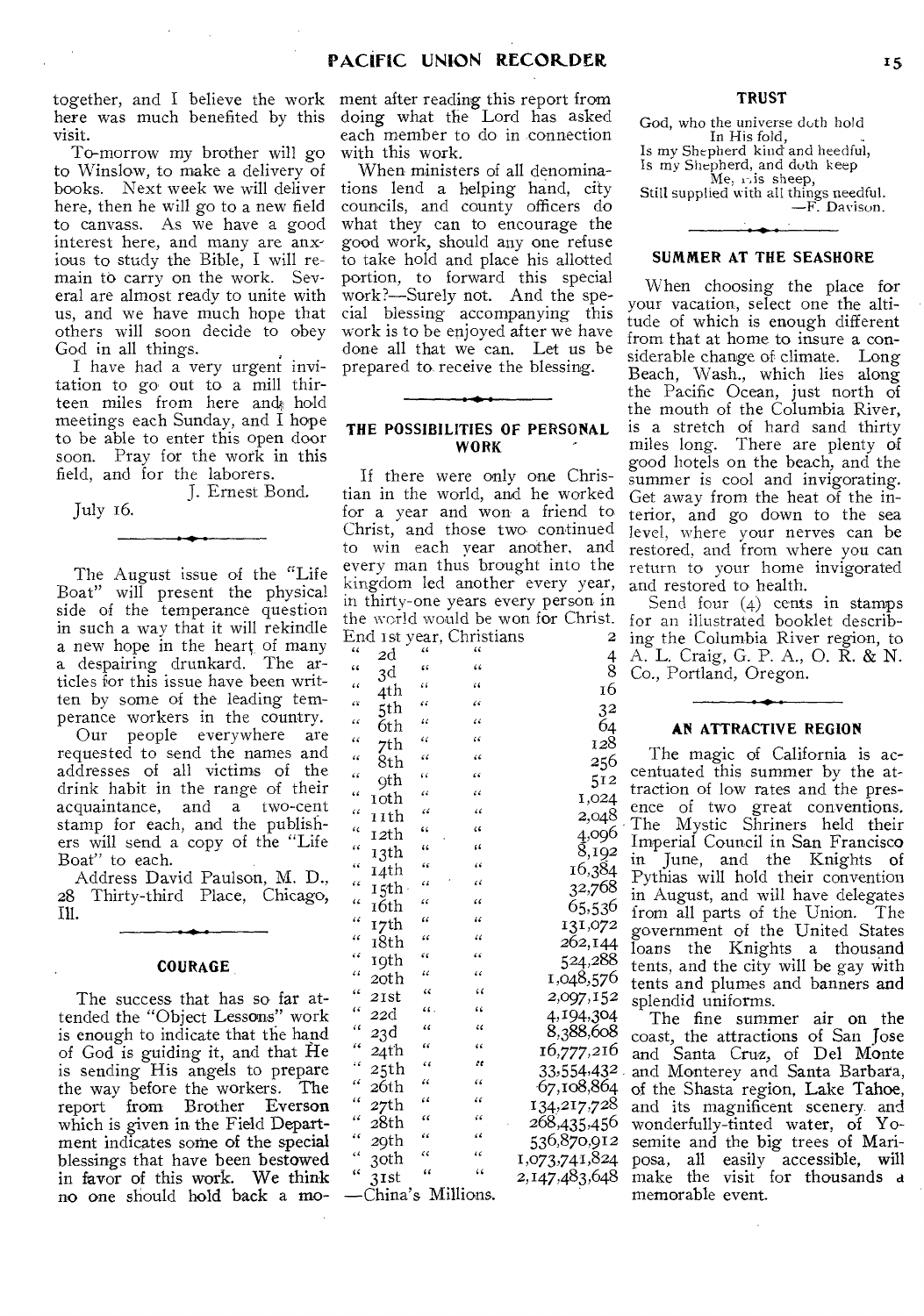together, and I believe the work here was much benefited by this visit.

To-morrow my brother will go to Winslow, to make a delivery of books. Next week we will deliver here, then he will go to a new field to canvass. As we have a good interest here, and many are anxious to study the Bible, I will remain to carry on the work. Several are almost ready to unite with us, and we have much hope that others will soon decide to obey God in all things.

I have had a very urgent invitation to go out to a mill thirteen miles from here and hold meetings each Sunday, and I hope to be able to enter this open door soon. Pray for the work in this field, and for the laborers.

J. Ernest Bond.

July 16.

---

The August issue of the "Life Boat" will present the physical side of the temperance question in such a way that it will rekindle a new hope in the heart of many a despairing drunkard. The articles for this issue have been written by some of the leading temperance workers in the country.

Our people everywhere are requested to send the names and addresses of all victims of the drink habit in the range of their acquaintance, and a two-cent stamp for each, and the publishers will send a copy of the "Life Boat" to each.

Address David Paulson, M. D., 28 Thirty-third Place, Chicago, Ill.

---

### COURAGE

The success that has so far attended the "Object Lessons" work is enough to indicate that the hand of God is guiding it, and that He is sending His angels to prepare the way before the workers. The report from Brother Everson which is given in the Field Department indicates some of the special blessings that have been bestowed in favor of this work. We think no one should hold back a moment after reading this report from doing what the Lord has asked each member to do in connection with this work.

When ministers of all denominations lend a helping hand, city councils, and county officers do what they can to encourage the good work, should any one refuse to take hold and place his allotted portion, to forward this special work?—Surely not. And the special blessing accompanying this work is to be enjoyed after we have done all that we can. Let us be prepared to receive the blessing.

---

### THE POSSIBILITIES OF PERSONAL WORK

If there were only one Christian in the world, and he worked for a year and won a friend to Christ, and those two continued to win each year another, and every man thus brought into the kingdom led another every year, in thirty-one years every person in the world would be won for Christ.

| | |
|---|---|
| End 1st year, Christians | 2 |
| " 2d " " | 4 |
| " 3d " " | 8 |
| " 4th " " | 16 |
| " 5th " " | 32 |
| " 6th " " | 64 |
| " 7th " " | 128 |
| " 8th " " | 256 |
| " 9th " " | 512 |
| " 10th " " | 1,024 |
| " 11th " " | 2,048 |
| " 12th " " | 4,096 |
| " 13th " " | 8,192 |
| " 14th " " | 16,384 |
| " 15th " " | 32,768 |
| " 16th " " | 65,536 |
| " 17th " " | 131,072 |
| " 18th " " | 262,144 |
| " 19th " " | 524,288 |
| " 20th " " | 1,048,576 |
| " 21st " " | 2,097,152 |
| " 22d " " | 4,194,304 |
| " 23d " " | 8,388,608 |
| " 24th " " | 16,777,216 |
| " 25th " " | 33,554,432 |
| " 26th " " | 67,108,864 |
| " 27th " " | 134,217,728 |
| " 28th " " | 268,435,456 |
| " 29th " " | 536,870,912 |
| " 30th " " | 1,073,741,824 |
| " 31st " " | 2,147,483,648 |

—China's Millions.

---

### TRUST

God, who the universe doth hold  
In His fold,  
Is my Shepherd kind and heedful,  
Is my Shepherd, and doth keep  
Me, His sheep,  
Still supplied with all things needful.  
—F. Davison.

---

### SUMMER AT THE SEASHORE

When choosing the place for your vacation, select one the altitude of which is enough different from that at home to insure a considerable change of climate. Long Beach, Wash., which lies along the Pacific Ocean, just north of the mouth of the Columbia River, is a stretch of hard sand thirty miles long. There are plenty of good hotels on the beach, and the summer is cool and invigorating. Get away from the heat of the interior, and go down to the sea level, where your nerves can be restored, and from where you can return to your home invigorated and restored to health.

Send four (4) cents in stamps for an illustrated booklet describing the Columbia River region, to A. L. Craig, G. P. A., O. R. & N. Co., Portland, Oregon.

---

### AN ATTRACTIVE REGION

The magic of California is accentuated this summer by the attraction of low rates and the presence of two great conventions. The Mystic Shriners held their Imperial Council in San Francisco in June, and the Knights of Pythias will hold their convention in August, and will have delegates from all parts of the Union. The government of the United States loans the Knights a thousand tents, and the city will be gay with tents and plumes and banners and splendid uniforms.

The fine summer air on the coast, the attractions of San Jose and Santa Cruz, of Del Monte and Monterey and Santa Barbara, of the Shasta region, Lake Tahoe, and its magnificent scenery and wonderfully-tinted water, of Yosemite and the big trees of Mariposa, all easily accessible, will make the visit for thousands a memorable event.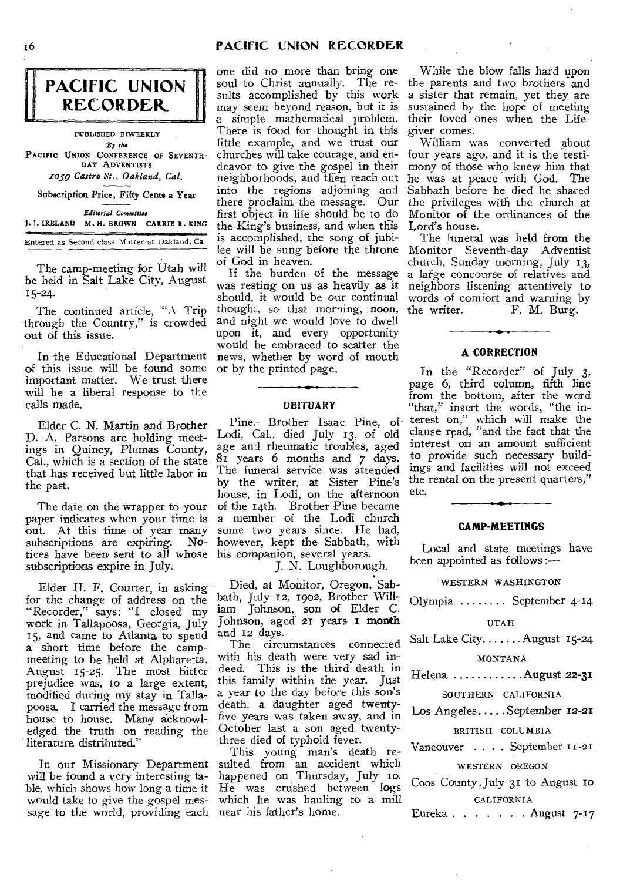# PACIFIC UNION RECORDER

PUBLISHED BIWEEKLY
*By the*
PACIFIC UNION CONFERENCE OF SEVENTH-DAY ADVENTISTS
*1059 Castro St., Oakland, Cal.*

Subscription Price, Fifty Cents a Year

*Editorial Committee*
J. J. IRELAND M. H. BROWN CARRIE R. KING

Entered as Second-class Matter at Oakland, Ca

The camp-meeting for Utah will be held in Salt Lake City, August 15-24.

The continued article, "A Trip through the Country," is crowded out of this issue.

In the Educational Department of this issue will be found some important matter. We trust there will be a liberal response to the calls made.

Elder C. N. Martin and Brother D. A. Parsons are holding meetings in Quincy, Plumas County, Cal., which is a section of the state that has received but little labor in the past.

The date on the wrapper to your paper indicates when your time is out. At this time of year many subscriptions are expiring. Notices have been sent to all whose subscriptions expire in July.

Elder H. F. Courter, in asking for the change of address on the "Recorder," says: "I closed my work in Tallapoosa, Georgia, July 15, and came to Atlanta to spend a short time before the camp-meeting to be held at Alpharetta, August 15-25. The most bitter prejudice was, to a large extent, modified during my stay in Tallapoosa. I carried the message from house to house. Many acknowledged the truth on reading the literature distributed."

In our Missionary Department will be found a very interesting table, which shows how long a time it would take to give the gospel message to the world, providing each one did no more than bring one soul to Christ annually. The results accomplished by this work may seem beyond reason, but it is a simple mathematical problem. There is food for thought in this little example, and we trust our churches will take courage, and endeavor to give the gospel in their neighborhoods, and then reach out into the regions adjoining and there proclaim the message. Our first object in life should be to do the King's business, and when this is accomplished, the song of jubilee will be sung before the throne of God in heaven.

If the burden of the message was resting on us as heavily as it should, it would be our continual thought, so that morning, noon, and night we would love to dwell upon it, and every opportunity would be embraced to scatter the news, whether by word of mouth or by the printed page.

---

### OBITUARY

Pine.—Brother Isaac Pine, of Lodi, Cal., died July 13, of old age and rheumatic troubles, aged 81 years 6 months and 7 days. The funeral service was attended by the writer, at Sister Pine's house, in Lodi, on the afternoon of the 14th. Brother Pine became a member of the Lodi church some two years since. He had, however, kept the Sabbath, with his companion, several years.

J. N. Loughborough.

Died, at Monitor, Oregon, Sabbath, July 12, 1902, Brother William Johnson, son of Elder C. Johnson, aged 21 years 1 month and 12 days.

The circumstances connected with his death were very sad indeed. This is the third death in this family within the year. Just a year to the day before this son's death, a daughter aged twenty-five years was taken away, and in October last a son aged twenty-three died of typhoid fever.

This young man's death resulted from an accident which happened on Thursday, July 10. He was crushed between logs which he was hauling to a mill near his father's home.

While the blow falls hard upon the parents and two brothers and a sister that remain, yet they are sustained by the hope of meeting their loved ones when the Life-giver comes.

William was converted about four years ago, and it is the testimony of those who knew him that he was at peace with God. The Sabbath before he died he shared the privileges with the church at Monitor of the ordinances of the Lord's house.

The funeral was held from the Monitor Seventh-day Adventist church, Sunday morning, July 13, a large concourse of relatives and neighbors listening attentively to words of comfort and warning by the writer.

F. M. Burg.

---

### A CORRECTION

In the "Recorder" of July 3, page 6, third column, fifth line from the bottom, after the word "that," insert the words, "the interest on," which will make the clause read, "and the fact that the interest on an amount sufficient to provide such necessary buildings and facilities will not exceed the rental on the present quarters," etc.

---

### CAMP-MEETINGS

Local and state meetings have been appointed as follows:—

WESTERN WASHINGTON

Olympia ........ September 4-14

UTAH

Salt Lake City....... August 15-24

MONTANA

Helena ............ August 22-31

SOUTHERN CALIFORNIA

Los Angeles..... September 12-21

BRITISH COLUMBIA

Vancouver .... September 11-21

WESTERN OREGON

Coos County. July 31 to August 10

CALIFORNIA

Eureka ....... August 7-17